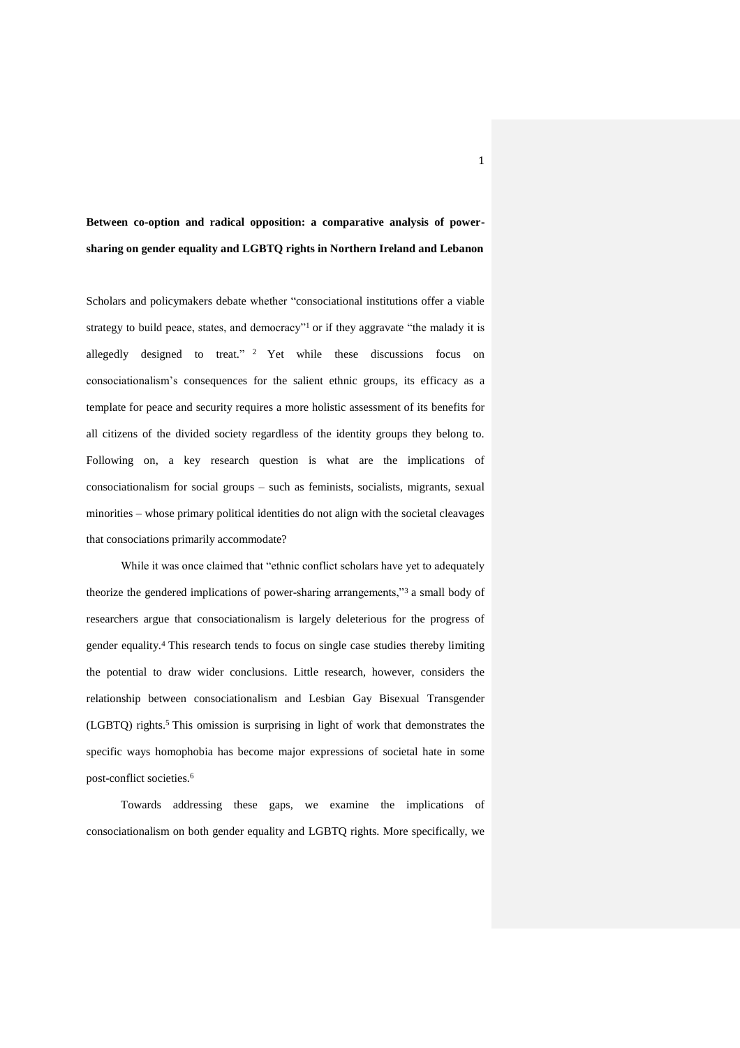# Between co-option and radical opposition: a comparative analysis of power-sharing on gender equality and LGBTQ rights in Northern Ireland and Lebanon

Scholars and policymakers debate whether "consociational institutions offer a viable strategy to build peace, states, and democracy"[1] or if they aggravate "the malady it is allegedly designed to treat."[2] Yet while these discussions focus on consociationalism's consequences for the salient ethnic groups, its efficacy as a template for peace and security requires a more holistic assessment of its benefits for all citizens of the divided society regardless of the identity groups they belong to. Following on, a key research question is what are the implications of consociationalism for social groups – such as feminists, socialists, migrants, sexual minorities – whose primary political identities do not align with the societal cleavages that consociations primarily accommodate?

While it was once claimed that "ethnic conflict scholars have yet to adequately theorize the gendered implications of power-sharing arrangements,"[3] a small body of researchers argue that consociationalism is largely deleterious for the progress of gender equality.[4] This research tends to focus on single case studies thereby limiting the potential to draw wider conclusions. Little research, however, considers the relationship between consociationalism and Lesbian Gay Bisexual Transgender (LGBTQ) rights.[5] This omission is surprising in light of work that demonstrates the specific ways homophobia has become major expressions of societal hate in some post-conflict societies.[6]

Towards addressing these gaps, we examine the implications of consociationalism on both gender equality and LGBTQ rights. More specifically, we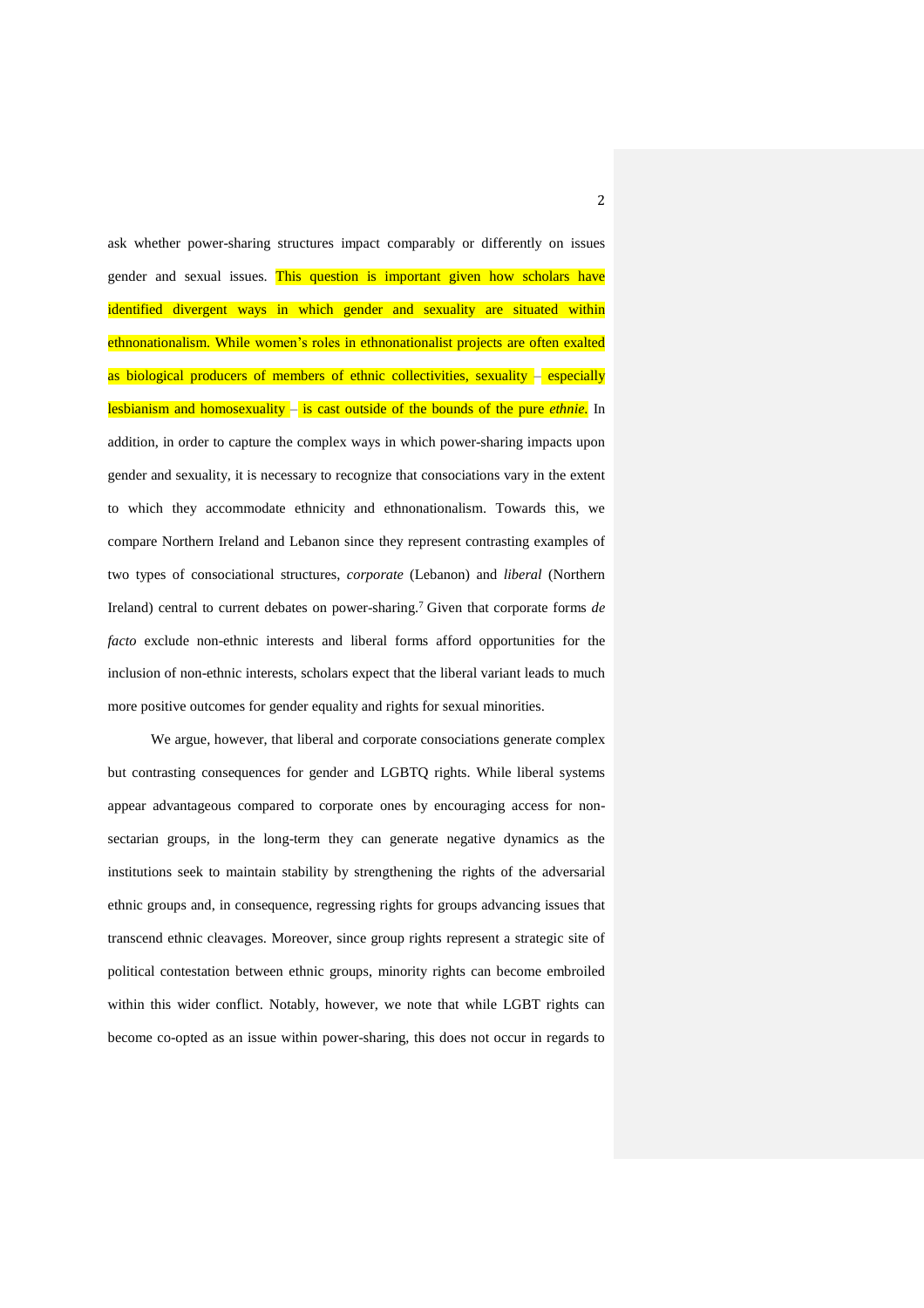ask whether power-sharing structures impact comparably or differently on issues gender and sexual issues. This question is important given how scholars have identified divergent ways in which gender and sexuality are situated within ethnonationalism. While women's roles in ethnonationalist projects are often exalted as biological producers of members of ethnic collectivities, sexuality – especially lesbianism and homosexuality – is cast outside of the bounds of the pure *ethnie*. In addition, in order to capture the complex ways in which power-sharing impacts upon gender and sexuality, it is necessary to recognize that consociations vary in the extent to which they accommodate ethnicity and ethnonationalism. Towards this, we compare Northern Ireland and Lebanon since they represent contrasting examples of two types of consociational structures, *corporate* (Lebanon) and *liberal* (Northern Ireland) central to current debates on power-sharing.[7] Given that corporate forms *de facto* exclude non-ethnic interests and liberal forms afford opportunities for the inclusion of non-ethnic interests, scholars expect that the liberal variant leads to much more positive outcomes for gender equality and rights for sexual minorities.

We argue, however, that liberal and corporate consociations generate complex but contrasting consequences for gender and LGBTQ rights. While liberal systems appear advantageous compared to corporate ones by encouraging access for non-sectarian groups, in the long-term they can generate negative dynamics as the institutions seek to maintain stability by strengthening the rights of the adversarial ethnic groups and, in consequence, regressing rights for groups advancing issues that transcend ethnic cleavages. Moreover, since group rights represent a strategic site of political contestation between ethnic groups, minority rights can become embroiled within this wider conflict. Notably, however, we note that while LGBT rights can become co-opted as an issue within power-sharing, this does not occur in regards to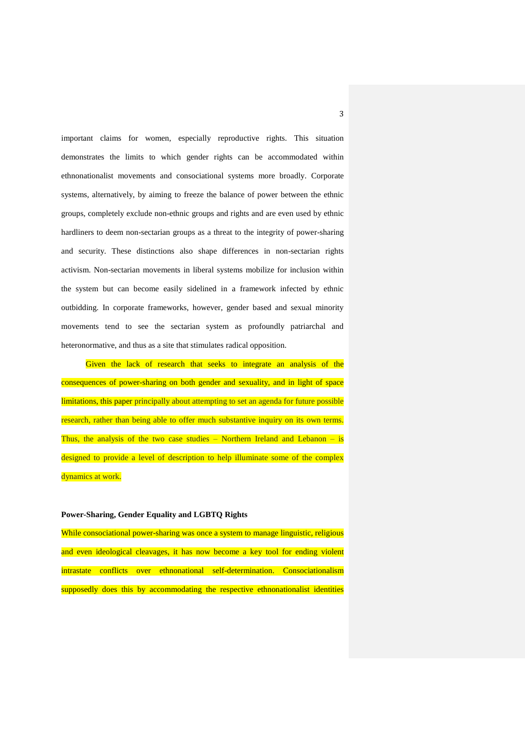important claims for women, especially reproductive rights. This situation demonstrates the limits to which gender rights can be accommodated within ethnonationalist movements and consociational systems more broadly. Corporate systems, alternatively, by aiming to freeze the balance of power between the ethnic groups, completely exclude non-ethnic groups and rights and are even used by ethnic hardliners to deem non-sectarian groups as a threat to the integrity of power-sharing and security. These distinctions also shape differences in non-sectarian rights activism. Non-sectarian movements in liberal systems mobilize for inclusion within the system but can become easily sidelined in a framework infected by ethnic outbidding. In corporate frameworks, however, gender based and sexual minority movements tend to see the sectarian system as profoundly patriarchal and heteronormative, and thus as a site that stimulates radical opposition.

Given the lack of research that seeks to integrate an analysis of the consequences of power-sharing on both gender and sexuality, and in light of space limitations, this paper principally about attempting to set an agenda for future possible research, rather than being able to offer much substantive inquiry on its own terms. Thus, the analysis of the two case studies – Northern Ireland and Lebanon – is designed to provide a level of description to help illuminate some of the complex dynamics at work.

**Power-Sharing, Gender Equality and LGBTQ Rights**

While consociational power-sharing was once a system to manage linguistic, religious and even ideological cleavages, it has now become a key tool for ending violent intrastate conflicts over ethnonational self-determination. Consociationalism supposedly does this by accommodating the respective ethnonationalist identities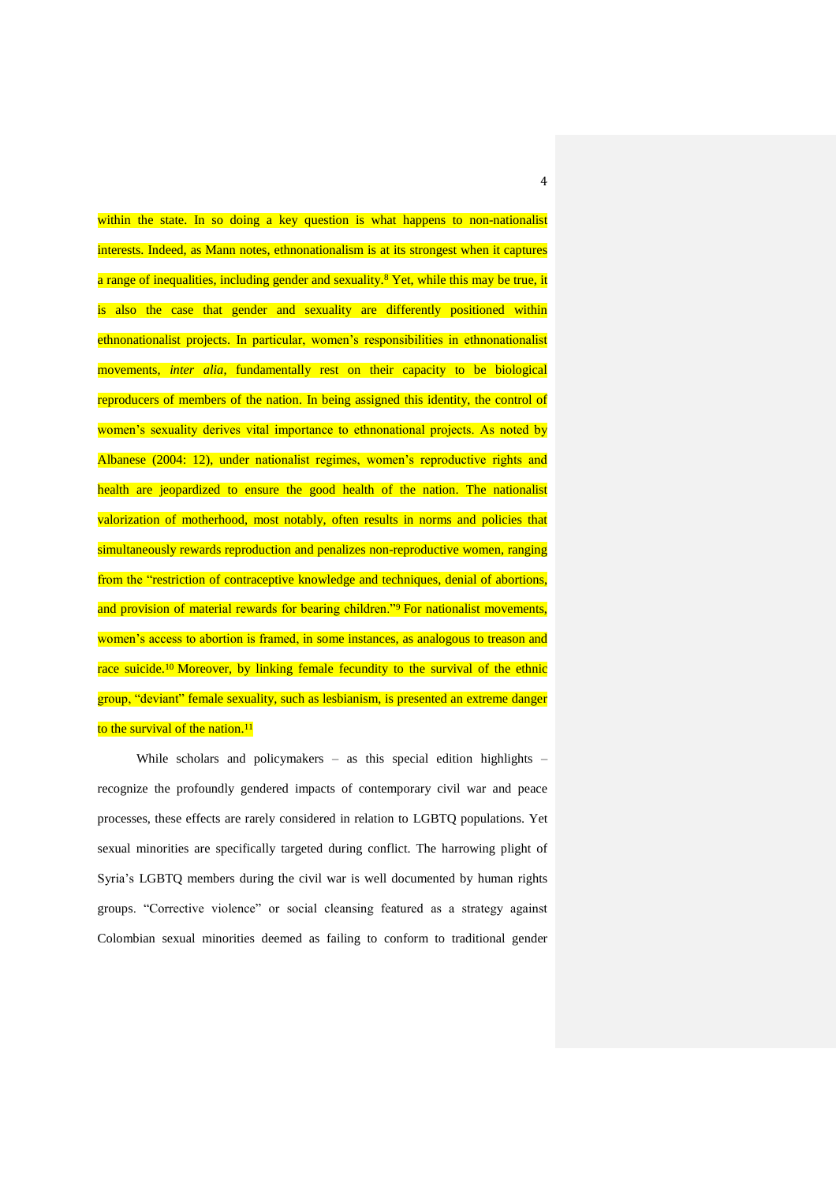within the state. In so doing a key question is what happens to non-nationalist interests. Indeed, as Mann notes, ethnonationalism is at its strongest when it captures a range of inequalities, including gender and sexuality.[8] Yet, while this may be true, it is also the case that gender and sexuality are differently positioned within ethnonationalist projects. In particular, women's responsibilities in ethnonationalist movements, *inter alia*, fundamentally rest on their capacity to be biological reproducers of members of the nation. In being assigned this identity, the control of women's sexuality derives vital importance to ethnonational projects. As noted by Albanese (2004: 12), under nationalist regimes, women's reproductive rights and health are jeopardized to ensure the good health of the nation. The nationalist valorization of motherhood, most notably, often results in norms and policies that simultaneously rewards reproduction and penalizes non-reproductive women, ranging from the "restriction of contraceptive knowledge and techniques, denial of abortions, and provision of material rewards for bearing children."[9] For nationalist movements, women's access to abortion is framed, in some instances, as analogous to treason and race suicide.[10] Moreover, by linking female fecundity to the survival of the ethnic group, "deviant" female sexuality, such as lesbianism, is presented an extreme danger to the survival of the nation.[11]

While scholars and policymakers – as this special edition highlights – recognize the profoundly gendered impacts of contemporary civil war and peace processes, these effects are rarely considered in relation to LGBTQ populations. Yet sexual minorities are specifically targeted during conflict. The harrowing plight of Syria's LGBTQ members during the civil war is well documented by human rights groups. "Corrective violence" or social cleansing featured as a strategy against Colombian sexual minorities deemed as failing to conform to traditional gender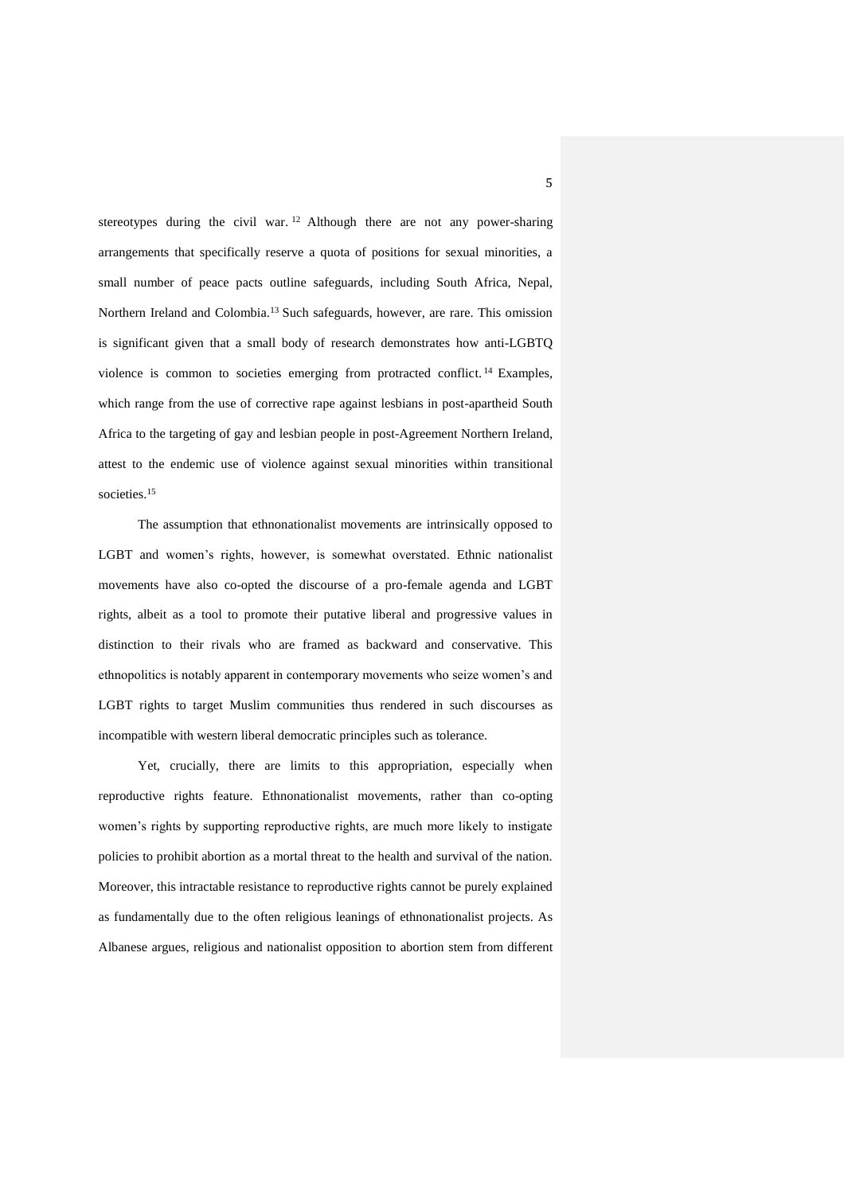stereotypes during the civil war.[12] Although there are not any power-sharing arrangements that specifically reserve a quota of positions for sexual minorities, a small number of peace pacts outline safeguards, including South Africa, Nepal, Northern Ireland and Colombia.[13] Such safeguards, however, are rare. This omission is significant given that a small body of research demonstrates how anti-LGBTQ violence is common to societies emerging from protracted conflict.[14] Examples, which range from the use of corrective rape against lesbians in post-apartheid South Africa to the targeting of gay and lesbian people in post-Agreement Northern Ireland, attest to the endemic use of violence against sexual minorities within transitional societies.[15]

The assumption that ethnonationalist movements are intrinsically opposed to LGBT and women's rights, however, is somewhat overstated. Ethnic nationalist movements have also co-opted the discourse of a pro-female agenda and LGBT rights, albeit as a tool to promote their putative liberal and progressive values in distinction to their rivals who are framed as backward and conservative. This ethnopolitics is notably apparent in contemporary movements who seize women's and LGBT rights to target Muslim communities thus rendered in such discourses as incompatible with western liberal democratic principles such as tolerance.

Yet, crucially, there are limits to this appropriation, especially when reproductive rights feature. Ethnonationalist movements, rather than co-opting women's rights by supporting reproductive rights, are much more likely to instigate policies to prohibit abortion as a mortal threat to the health and survival of the nation. Moreover, this intractable resistance to reproductive rights cannot be purely explained as fundamentally due to the often religious leanings of ethnonationalist projects. As Albanese argues, religious and nationalist opposition to abortion stem from different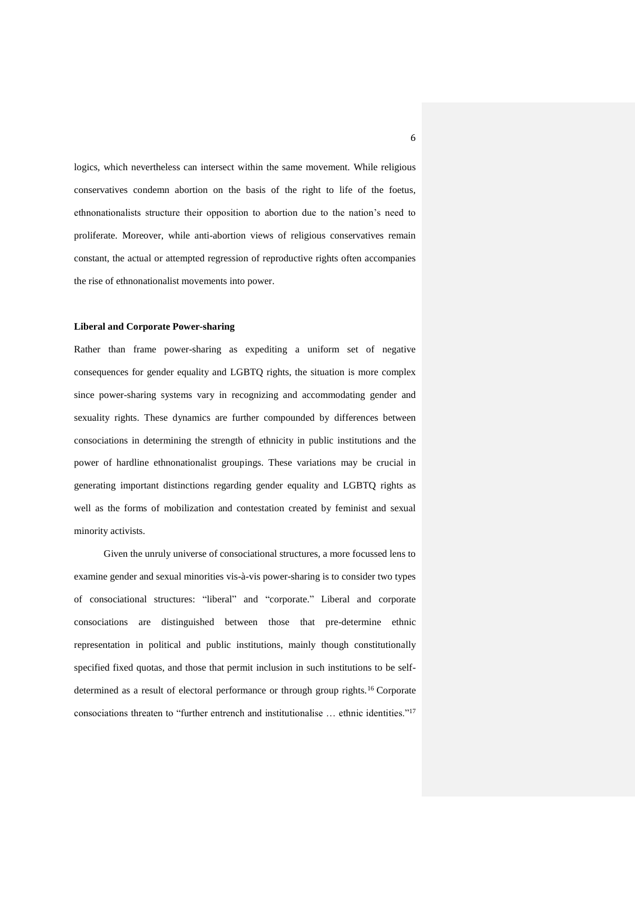logics, which nevertheless can intersect within the same movement. While religious conservatives condemn abortion on the basis of the right to life of the foetus, ethnonationalists structure their opposition to abortion due to the nation's need to proliferate. Moreover, while anti-abortion views of religious conservatives remain constant, the actual or attempted regression of reproductive rights often accompanies the rise of ethnonationalist movements into power.

**Liberal and Corporate Power-sharing**

Rather than frame power-sharing as expediting a uniform set of negative consequences for gender equality and LGBTQ rights, the situation is more complex since power-sharing systems vary in recognizing and accommodating gender and sexuality rights. These dynamics are further compounded by differences between consociations in determining the strength of ethnicity in public institutions and the power of hardline ethnonationalist groupings. These variations may be crucial in generating important distinctions regarding gender equality and LGBTQ rights as well as the forms of mobilization and contestation created by feminist and sexual minority activists.

Given the unruly universe of consociational structures, a more focussed lens to examine gender and sexual minorities vis-à-vis power-sharing is to consider two types of consociational structures: "liberal" and "corporate." Liberal and corporate consociations are distinguished between those that pre-determine ethnic representation in political and public institutions, mainly though constitutionally specified fixed quotas, and those that permit inclusion in such institutions to be self-determined as a result of electoral performance or through group rights.[16] Corporate consociations threaten to "further entrench and institutionalise … ethnic identities."[17]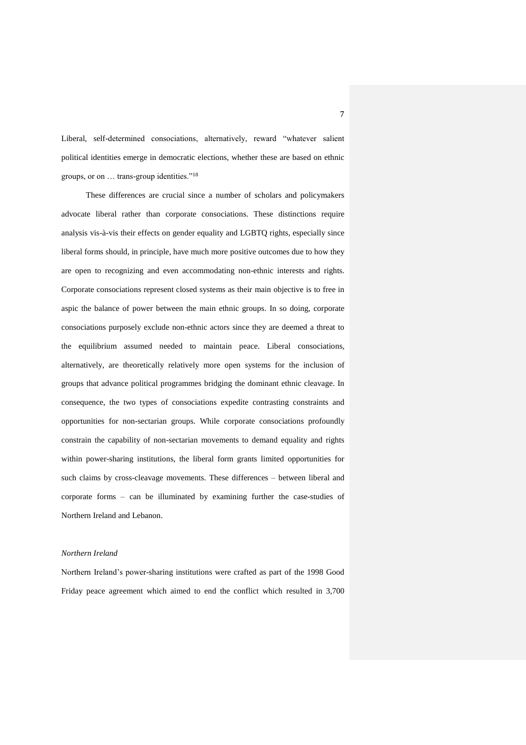Liberal, self-determined consociations, alternatively, reward "whatever salient political identities emerge in democratic elections, whether these are based on ethnic groups, or on … trans-group identities."[18]

These differences are crucial since a number of scholars and policymakers advocate liberal rather than corporate consociations. These distinctions require analysis vis-à-vis their effects on gender equality and LGBTQ rights, especially since liberal forms should, in principle, have much more positive outcomes due to how they are open to recognizing and even accommodating non-ethnic interests and rights. Corporate consociations represent closed systems as their main objective is to free in aspic the balance of power between the main ethnic groups. In so doing, corporate consociations purposely exclude non-ethnic actors since they are deemed a threat to the equilibrium assumed needed to maintain peace. Liberal consociations, alternatively, are theoretically relatively more open systems for the inclusion of groups that advance political programmes bridging the dominant ethnic cleavage. In consequence, the two types of consociations expedite contrasting constraints and opportunities for non-sectarian groups. While corporate consociations profoundly constrain the capability of non-sectarian movements to demand equality and rights within power-sharing institutions, the liberal form grants limited opportunities for such claims by cross-cleavage movements. These differences – between liberal and corporate forms – can be illuminated by examining further the case-studies of Northern Ireland and Lebanon.

### *Northern Ireland*

Northern Ireland's power-sharing institutions were crafted as part of the 1998 Good Friday peace agreement which aimed to end the conflict which resulted in 3,700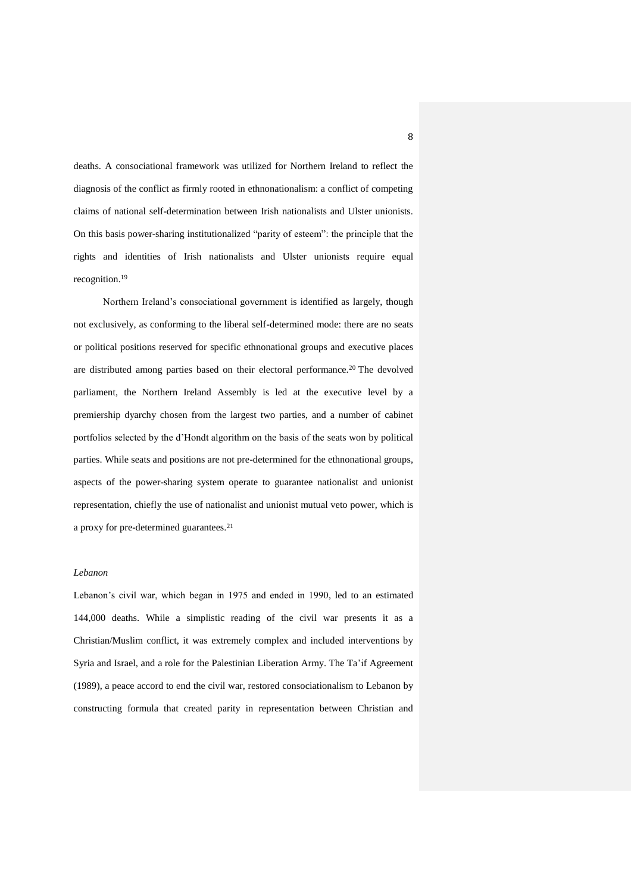deaths. A consociational framework was utilized for Northern Ireland to reflect the diagnosis of the conflict as firmly rooted in ethnonationalism: a conflict of competing claims of national self-determination between Irish nationalists and Ulster unionists. On this basis power-sharing institutionalized "parity of esteem": the principle that the rights and identities of Irish nationalists and Ulster unionists require equal recognition.[19]

Northern Ireland's consociational government is identified as largely, though not exclusively, as conforming to the liberal self-determined mode: there are no seats or political positions reserved for specific ethnonational groups and executive places are distributed among parties based on their electoral performance.[20] The devolved parliament, the Northern Ireland Assembly is led at the executive level by a premiership dyarchy chosen from the largest two parties, and a number of cabinet portfolios selected by the d'Hondt algorithm on the basis of the seats won by political parties. While seats and positions are not pre-determined for the ethnonational groups, aspects of the power-sharing system operate to guarantee nationalist and unionist representation, chiefly the use of nationalist and unionist mutual veto power, which is a proxy for pre-determined guarantees.[21]

*Lebanon*

Lebanon's civil war, which began in 1975 and ended in 1990, led to an estimated 144,000 deaths. While a simplistic reading of the civil war presents it as a Christian/Muslim conflict, it was extremely complex and included interventions by Syria and Israel, and a role for the Palestinian Liberation Army. The Ta'if Agreement (1989), a peace accord to end the civil war, restored consociationalism to Lebanon by constructing formula that created parity in representation between Christian and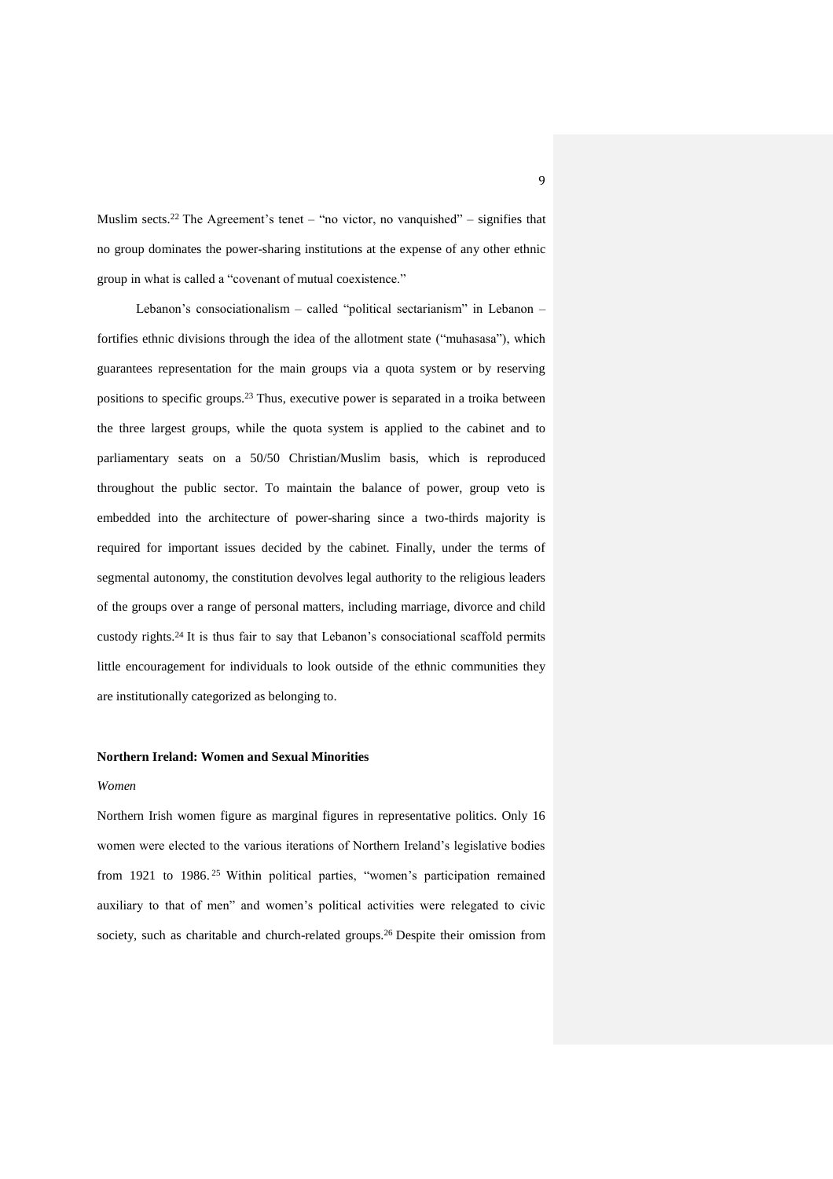Muslim sects.[22] The Agreement's tenet – "no victor, no vanquished" – signifies that no group dominates the power-sharing institutions at the expense of any other ethnic group in what is called a "covenant of mutual coexistence."

Lebanon's consociationalism – called "political sectarianism" in Lebanon – fortifies ethnic divisions through the idea of the allotment state ("muhasasa"), which guarantees representation for the main groups via a quota system or by reserving positions to specific groups.[23] Thus, executive power is separated in a troika between the three largest groups, while the quota system is applied to the cabinet and to parliamentary seats on a 50/50 Christian/Muslim basis, which is reproduced throughout the public sector. To maintain the balance of power, group veto is embedded into the architecture of power-sharing since a two-thirds majority is required for important issues decided by the cabinet. Finally, under the terms of segmental autonomy, the constitution devolves legal authority to the religious leaders of the groups over a range of personal matters, including marriage, divorce and child custody rights.[24] It is thus fair to say that Lebanon's consociational scaffold permits little encouragement for individuals to look outside of the ethnic communities they are institutionally categorized as belonging to.

## Northern Ireland: Women and Sexual Minorities

### *Women*

Northern Irish women figure as marginal figures in representative politics. Only 16 women were elected to the various iterations of Northern Ireland's legislative bodies from 1921 to 1986.[25] Within political parties, "women's participation remained auxiliary to that of men" and women's political activities were relegated to civic society, such as charitable and church-related groups.[26] Despite their omission from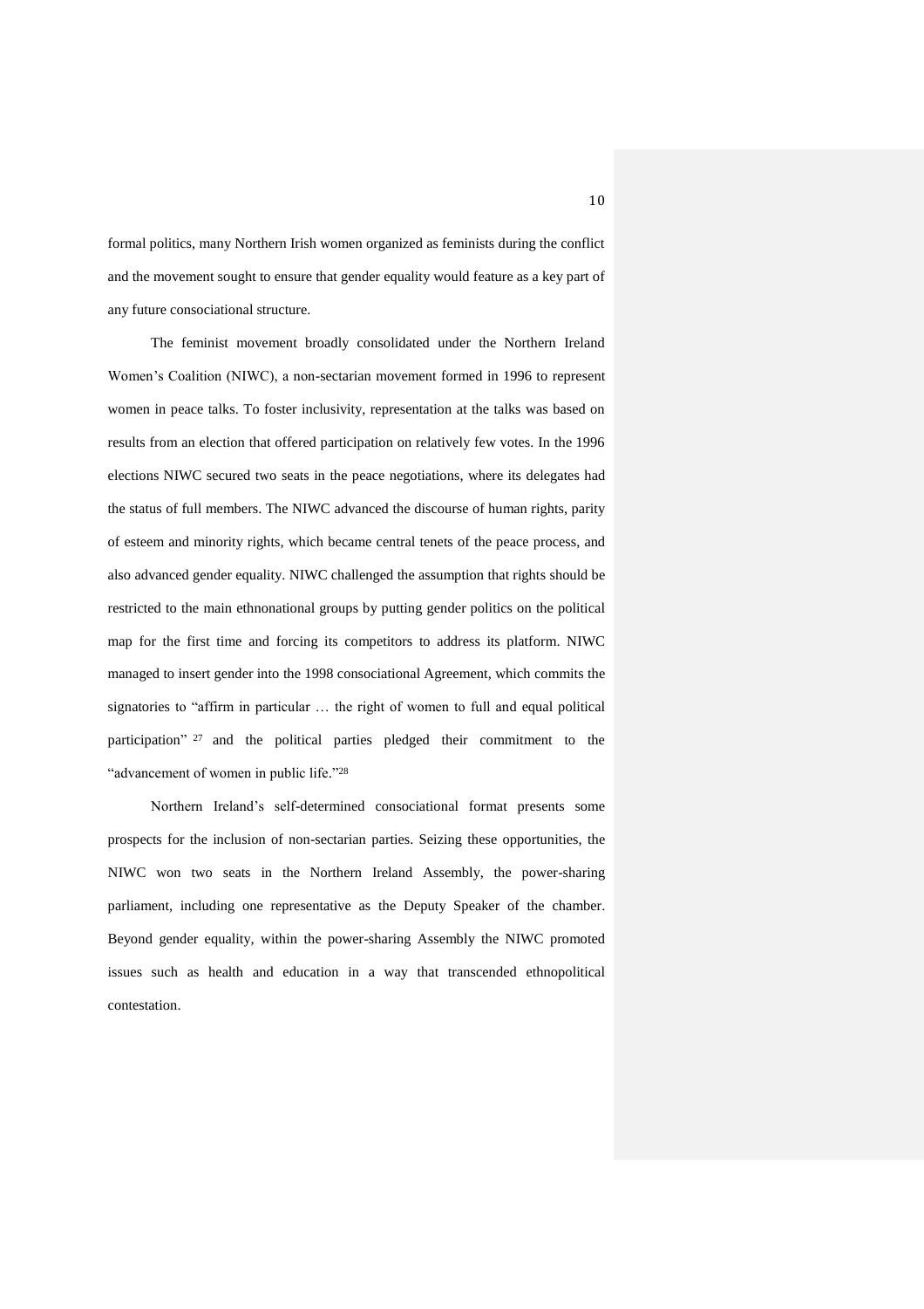formal politics, many Northern Irish women organized as feminists during the conflict and the movement sought to ensure that gender equality would feature as a key part of any future consociational structure.

The feminist movement broadly consolidated under the Northern Ireland Women's Coalition (NIWC), a non-sectarian movement formed in 1996 to represent women in peace talks. To foster inclusivity, representation at the talks was based on results from an election that offered participation on relatively few votes. In the 1996 elections NIWC secured two seats in the peace negotiations, where its delegates had the status of full members. The NIWC advanced the discourse of human rights, parity of esteem and minority rights, which became central tenets of the peace process, and also advanced gender equality. NIWC challenged the assumption that rights should be restricted to the main ethnonational groups by putting gender politics on the political map for the first time and forcing its competitors to address its platform. NIWC managed to insert gender into the 1998 consociational Agreement, which commits the signatories to "affirm in particular … the right of women to full and equal political participation" [27] and the political parties pledged their commitment to the "advancement of women in public life."[28]

Northern Ireland's self-determined consociational format presents some prospects for the inclusion of non-sectarian parties. Seizing these opportunities, the NIWC won two seats in the Northern Ireland Assembly, the power-sharing parliament, including one representative as the Deputy Speaker of the chamber. Beyond gender equality, within the power-sharing Assembly the NIWC promoted issues such as health and education in a way that transcended ethnopolitical contestation.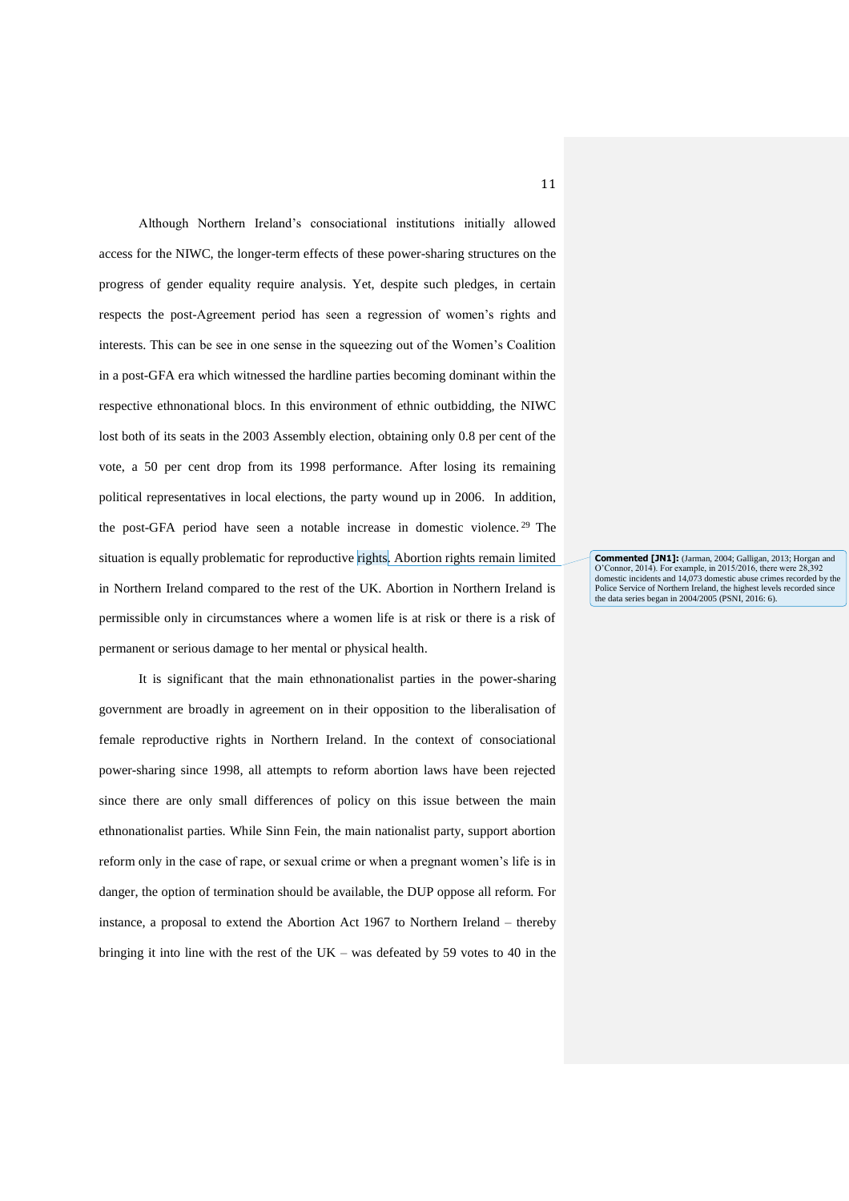Although Northern Ireland's consociational institutions initially allowed access for the NIWC, the longer-term effects of these power-sharing structures on the progress of gender equality require analysis. Yet, despite such pledges, in certain respects the post-Agreement period has seen a regression of women's rights and interests. This can be see in one sense in the squeezing out of the Women's Coalition in a post-GFA era which witnessed the hardline parties becoming dominant within the respective ethnonational blocs. In this environment of ethnic outbidding, the NIWC lost both of its seats in the 2003 Assembly election, obtaining only 0.8 per cent of the vote, a 50 per cent drop from its 1998 performance. After losing its remaining political representatives in local elections, the party wound up in 2006. In addition, the post-GFA period have seen a notable increase in domestic violence.[29] The situation is equally problematic for reproductive rights. Abortion rights remain limited in Northern Ireland compared to the rest of the UK. Abortion in Northern Ireland is permissible only in circumstances where a women life is at risk or there is a risk of permanent or serious damage to her mental or physical health.

**Commented [JN1]:** (Jarman, 2004; Galligan, 2013; Horgan and O'Connor, 2014). For example, in 2015/2016, there were 28,392 domestic incidents and 14,073 domestic abuse crimes recorded by the Police Service of Northern Ireland, the highest levels recorded since the data series began in 2004/2005 (PSNI, 2016: 6).

It is significant that the main ethnonationalist parties in the power-sharing government are broadly in agreement on in their opposition to the liberalisation of female reproductive rights in Northern Ireland. In the context of consociational power-sharing since 1998, all attempts to reform abortion laws have been rejected since there are only small differences of policy on this issue between the main ethnonationalist parties. While Sinn Fein, the main nationalist party, support abortion reform only in the case of rape, or sexual crime or when a pregnant women's life is in danger, the option of termination should be available, the DUP oppose all reform. For instance, a proposal to extend the Abortion Act 1967 to Northern Ireland – thereby bringing it into line with the rest of the UK – was defeated by 59 votes to 40 in the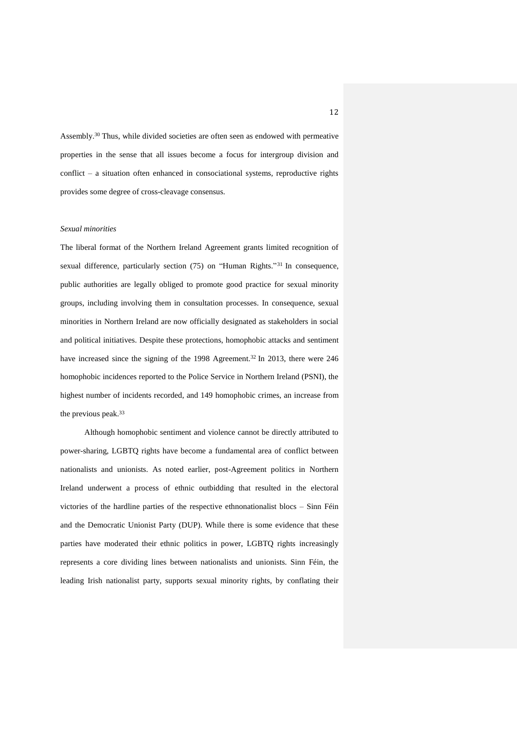Assembly.[30] Thus, while divided societies are often seen as endowed with permeative properties in the sense that all issues become a focus for intergroup division and conflict – a situation often enhanced in consociational systems, reproductive rights provides some degree of cross-cleavage consensus.

*Sexual minorities*

The liberal format of the Northern Ireland Agreement grants limited recognition of sexual difference, particularly section (75) on "Human Rights."[31] In consequence, public authorities are legally obliged to promote good practice for sexual minority groups, including involving them in consultation processes. In consequence, sexual minorities in Northern Ireland are now officially designated as stakeholders in social and political initiatives. Despite these protections, homophobic attacks and sentiment have increased since the signing of the 1998 Agreement.[32] In 2013, there were 246 homophobic incidences reported to the Police Service in Northern Ireland (PSNI), the highest number of incidents recorded, and 149 homophobic crimes, an increase from the previous peak.[33]

Although homophobic sentiment and violence cannot be directly attributed to power-sharing, LGBTQ rights have become a fundamental area of conflict between nationalists and unionists. As noted earlier, post-Agreement politics in Northern Ireland underwent a process of ethnic outbidding that resulted in the electoral victories of the hardline parties of the respective ethnonationalist blocs – Sinn Féin and the Democratic Unionist Party (DUP). While there is some evidence that these parties have moderated their ethnic politics in power, LGBTQ rights increasingly represents a core dividing lines between nationalists and unionists. Sinn Féin, the leading Irish nationalist party, supports sexual minority rights, by conflating their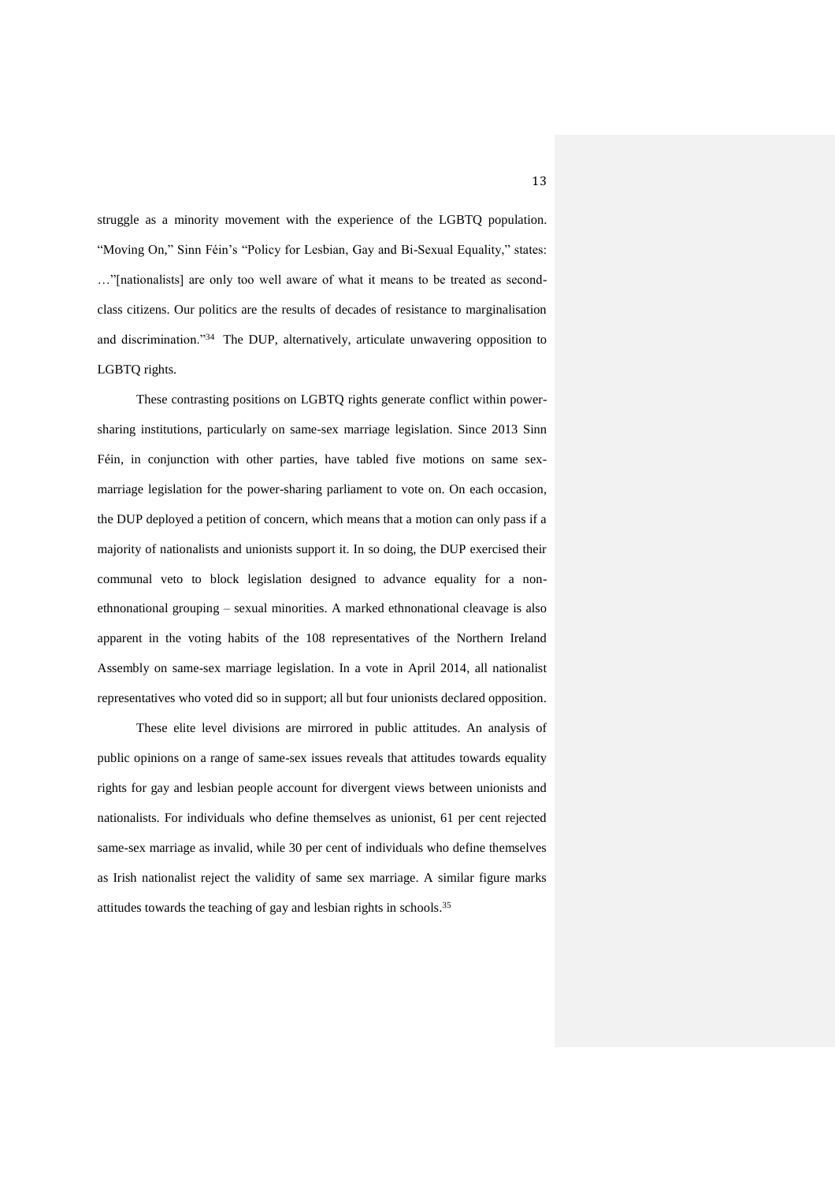struggle as a minority movement with the experience of the LGBTQ population. "Moving On," Sinn Féin's "Policy for Lesbian, Gay and Bi-Sexual Equality," states: …"[nationalists] are only too well aware of what it means to be treated as second-class citizens. Our politics are the results of decades of resistance to marginalisation and discrimination."[34] The DUP, alternatively, articulate unwavering opposition to LGBTQ rights.

These contrasting positions on LGBTQ rights generate conflict within power-sharing institutions, particularly on same-sex marriage legislation. Since 2013 Sinn Féin, in conjunction with other parties, have tabled five motions on same sex-marriage legislation for the power-sharing parliament to vote on. On each occasion, the DUP deployed a petition of concern, which means that a motion can only pass if a majority of nationalists and unionists support it. In so doing, the DUP exercised their communal veto to block legislation designed to advance equality for a non-ethnonational grouping – sexual minorities. A marked ethnonational cleavage is also apparent in the voting habits of the 108 representatives of the Northern Ireland Assembly on same-sex marriage legislation. In a vote in April 2014, all nationalist representatives who voted did so in support; all but four unionists declared opposition.

These elite level divisions are mirrored in public attitudes. An analysis of public opinions on a range of same-sex issues reveals that attitudes towards equality rights for gay and lesbian people account for divergent views between unionists and nationalists. For individuals who define themselves as unionist, 61 per cent rejected same-sex marriage as invalid, while 30 per cent of individuals who define themselves as Irish nationalist reject the validity of same sex marriage. A similar figure marks attitudes towards the teaching of gay and lesbian rights in schools.[35]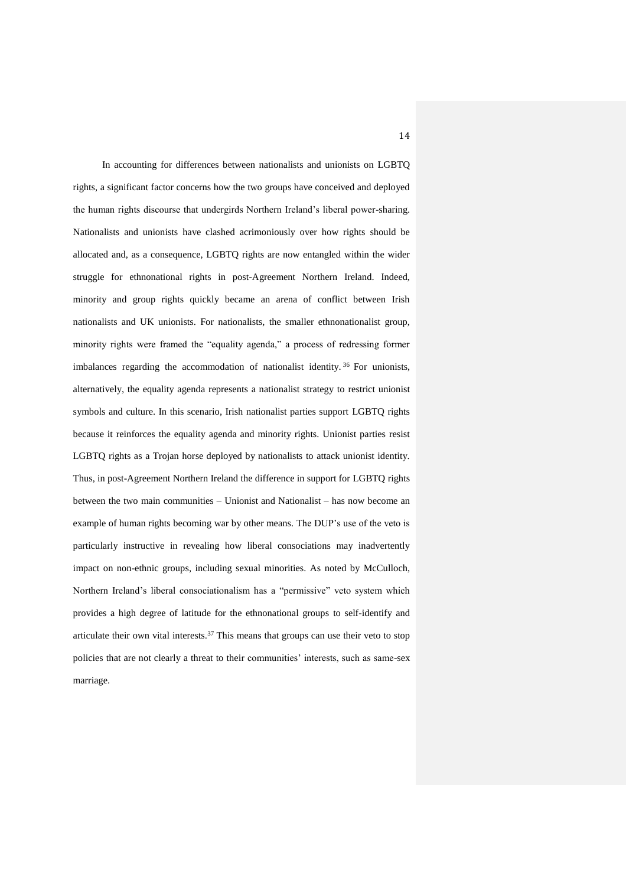In accounting for differences between nationalists and unionists on LGBTQ rights, a significant factor concerns how the two groups have conceived and deployed the human rights discourse that undergirds Northern Ireland's liberal power-sharing. Nationalists and unionists have clashed acrimoniously over how rights should be allocated and, as a consequence, LGBTQ rights are now entangled within the wider struggle for ethnonational rights in post-Agreement Northern Ireland. Indeed, minority and group rights quickly became an arena of conflict between Irish nationalists and UK unionists. For nationalists, the smaller ethnonationalist group, minority rights were framed the "equality agenda," a process of redressing former imbalances regarding the accommodation of nationalist identity.[36] For unionists, alternatively, the equality agenda represents a nationalist strategy to restrict unionist symbols and culture. In this scenario, Irish nationalist parties support LGBTQ rights because it reinforces the equality agenda and minority rights. Unionist parties resist LGBTQ rights as a Trojan horse deployed by nationalists to attack unionist identity. Thus, in post-Agreement Northern Ireland the difference in support for LGBTQ rights between the two main communities – Unionist and Nationalist – has now become an example of human rights becoming war by other means. The DUP's use of the veto is particularly instructive in revealing how liberal consociations may inadvertently impact on non-ethnic groups, including sexual minorities. As noted by McCulloch, Northern Ireland's liberal consociationalism has a "permissive" veto system which provides a high degree of latitude for the ethnonational groups to self-identify and articulate their own vital interests.[37] This means that groups can use their veto to stop policies that are not clearly a threat to their communities' interests, such as same-sex marriage.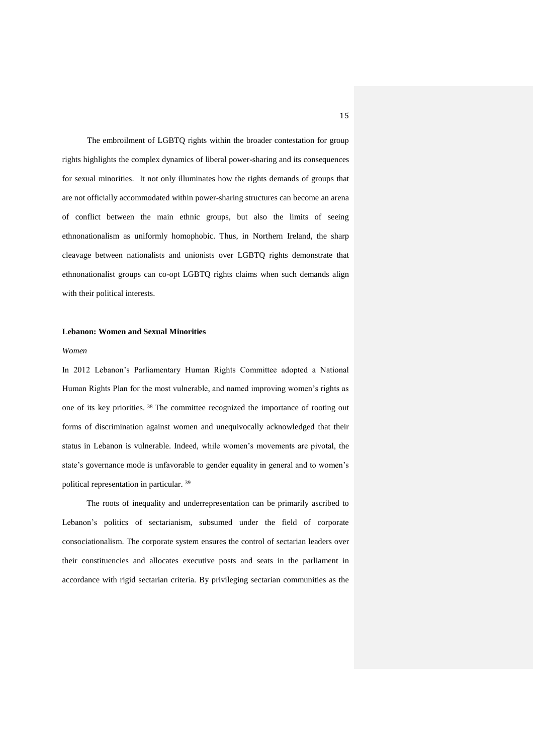The embroilment of LGBTQ rights within the broader contestation for group rights highlights the complex dynamics of liberal power-sharing and its consequences for sexual minorities. It not only illuminates how the rights demands of groups that are not officially accommodated within power-sharing structures can become an arena of conflict between the main ethnic groups, but also the limits of seeing ethnonationalism as uniformly homophobic. Thus, in Northern Ireland, the sharp cleavage between nationalists and unionists over LGBTQ rights demonstrate that ethnonationalist groups can co-opt LGBTQ rights claims when such demands align with their political interests.

### Lebanon: Women and Sexual Minorities

*Women*

In 2012 Lebanon's Parliamentary Human Rights Committee adopted a National Human Rights Plan for the most vulnerable, and named improving women's rights as one of its key priorities. [38] The committee recognized the importance of rooting out forms of discrimination against women and unequivocally acknowledged that their status in Lebanon is vulnerable. Indeed, while women's movements are pivotal, the state's governance mode is unfavorable to gender equality in general and to women's political representation in particular. [39]

The roots of inequality and underrepresentation can be primarily ascribed to Lebanon's politics of sectarianism, subsumed under the field of corporate consociationalism. The corporate system ensures the control of sectarian leaders over their constituencies and allocates executive posts and seats in the parliament in accordance with rigid sectarian criteria. By privileging sectarian communities as the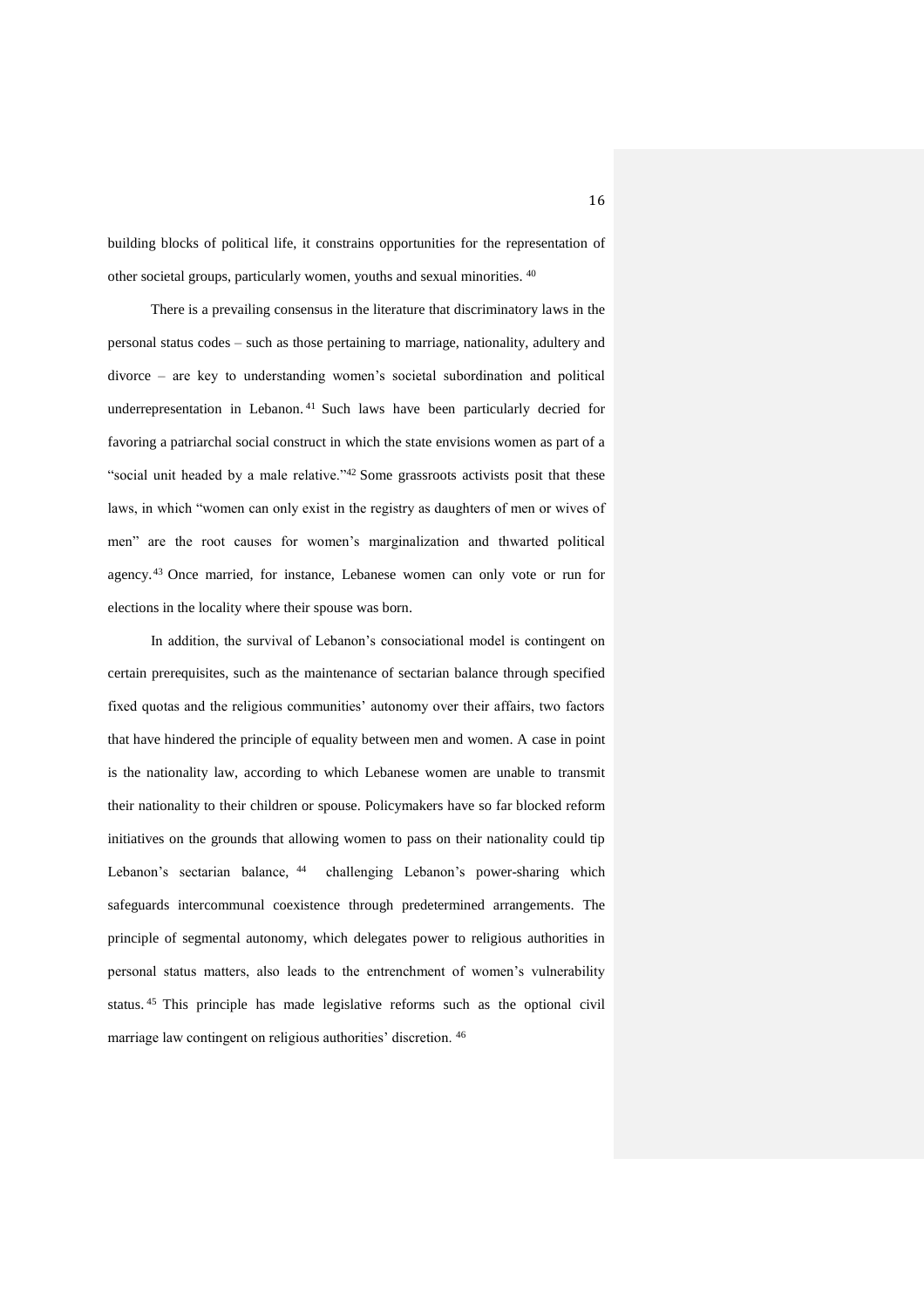building blocks of political life, it constrains opportunities for the representation of other societal groups, particularly women, youths and sexual minorities. [40]

There is a prevailing consensus in the literature that discriminatory laws in the personal status codes – such as those pertaining to marriage, nationality, adultery and divorce – are key to understanding women's societal subordination and political underrepresentation in Lebanon.[41] Such laws have been particularly decried for favoring a patriarchal social construct in which the state envisions women as part of a "social unit headed by a male relative."[42] Some grassroots activists posit that these laws, in which "women can only exist in the registry as daughters of men or wives of men" are the root causes for women's marginalization and thwarted political agency.[43] Once married, for instance, Lebanese women can only vote or run for elections in the locality where their spouse was born.

In addition, the survival of Lebanon's consociational model is contingent on certain prerequisites, such as the maintenance of sectarian balance through specified fixed quotas and the religious communities' autonomy over their affairs, two factors that have hindered the principle of equality between men and women. A case in point is the nationality law, according to which Lebanese women are unable to transmit their nationality to their children or spouse. Policymakers have so far blocked reform initiatives on the grounds that allowing women to pass on their nationality could tip Lebanon's sectarian balance, [44] challenging Lebanon's power-sharing which safeguards intercommunal coexistence through predetermined arrangements. The principle of segmental autonomy, which delegates power to religious authorities in personal status matters, also leads to the entrenchment of women's vulnerability status.[45] This principle has made legislative reforms such as the optional civil marriage law contingent on religious authorities' discretion. [46]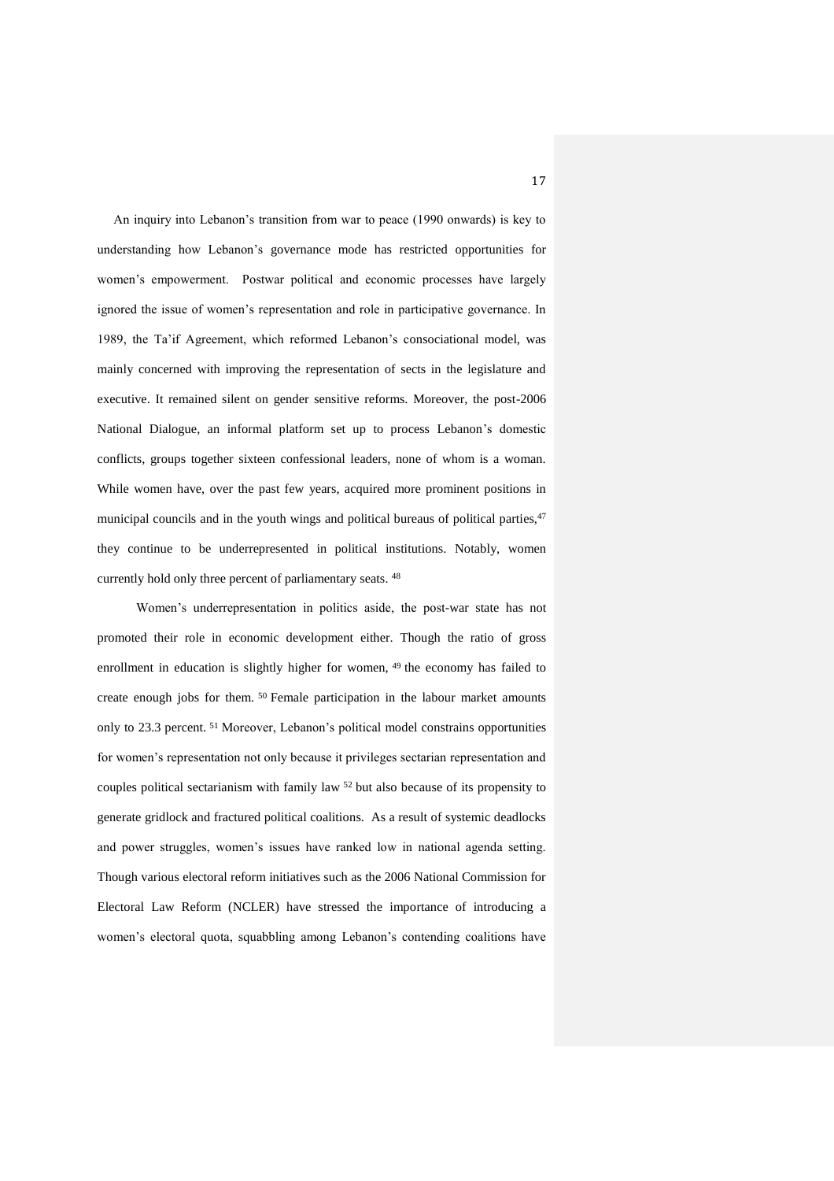An inquiry into Lebanon's transition from war to peace (1990 onwards) is key to understanding how Lebanon's governance mode has restricted opportunities for women's empowerment. Postwar political and economic processes have largely ignored the issue of women's representation and role in participative governance. In 1989, the Ta'if Agreement, which reformed Lebanon's consociational model, was mainly concerned with improving the representation of sects in the legislature and executive. It remained silent on gender sensitive reforms. Moreover, the post-2006 National Dialogue, an informal platform set up to process Lebanon's domestic conflicts, groups together sixteen confessional leaders, none of whom is a woman. While women have, over the past few years, acquired more prominent positions in municipal councils and in the youth wings and political bureaus of political parties,[47] they continue to be underrepresented in political institutions. Notably, women currently hold only three percent of parliamentary seats. [48]

Women's underrepresentation in politics aside, the post-war state has not promoted their role in economic development either. Though the ratio of gross enrollment in education is slightly higher for women, [49] the economy has failed to create enough jobs for them. [50] Female participation in the labour market amounts only to 23.3 percent. [51] Moreover, Lebanon's political model constrains opportunities for women's representation not only because it privileges sectarian representation and couples political sectarianism with family law [52] but also because of its propensity to generate gridlock and fractured political coalitions. As a result of systemic deadlocks and power struggles, women's issues have ranked low in national agenda setting. Though various electoral reform initiatives such as the 2006 National Commission for Electoral Law Reform (NCLER) have stressed the importance of introducing a women's electoral quota, squabbling among Lebanon's contending coalitions have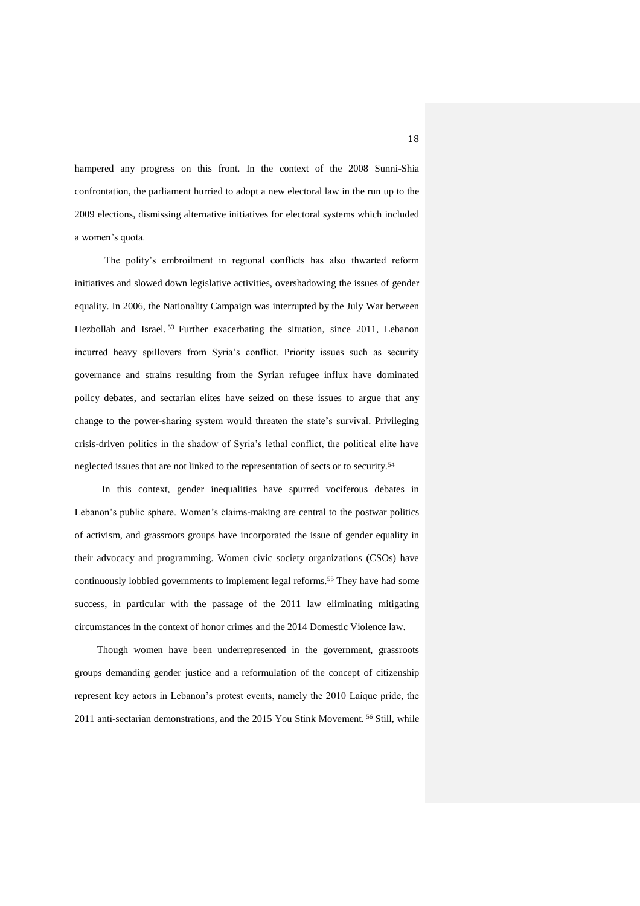hampered any progress on this front. In the context of the 2008 Sunni-Shia confrontation, the parliament hurried to adopt a new electoral law in the run up to the 2009 elections, dismissing alternative initiatives for electoral systems which included a women's quota.

The polity's embroilment in regional conflicts has also thwarted reform initiatives and slowed down legislative activities, overshadowing the issues of gender equality. In 2006, the Nationality Campaign was interrupted by the July War between Hezbollah and Israel.[53] Further exacerbating the situation, since 2011, Lebanon incurred heavy spillovers from Syria's conflict. Priority issues such as security governance and strains resulting from the Syrian refugee influx have dominated policy debates, and sectarian elites have seized on these issues to argue that any change to the power-sharing system would threaten the state's survival. Privileging crisis-driven politics in the shadow of Syria's lethal conflict, the political elite have neglected issues that are not linked to the representation of sects or to security.[54]

In this context, gender inequalities have spurred vociferous debates in Lebanon's public sphere. Women's claims-making are central to the postwar politics of activism, and grassroots groups have incorporated the issue of gender equality in their advocacy and programming. Women civic society organizations (CSOs) have continuously lobbied governments to implement legal reforms.[55] They have had some success, in particular with the passage of the 2011 law eliminating mitigating circumstances in the context of honor crimes and the 2014 Domestic Violence law.

Though women have been underrepresented in the government, grassroots groups demanding gender justice and a reformulation of the concept of citizenship represent key actors in Lebanon's protest events, namely the 2010 Laique pride, the 2011 anti-sectarian demonstrations, and the 2015 You Stink Movement.[56] Still, while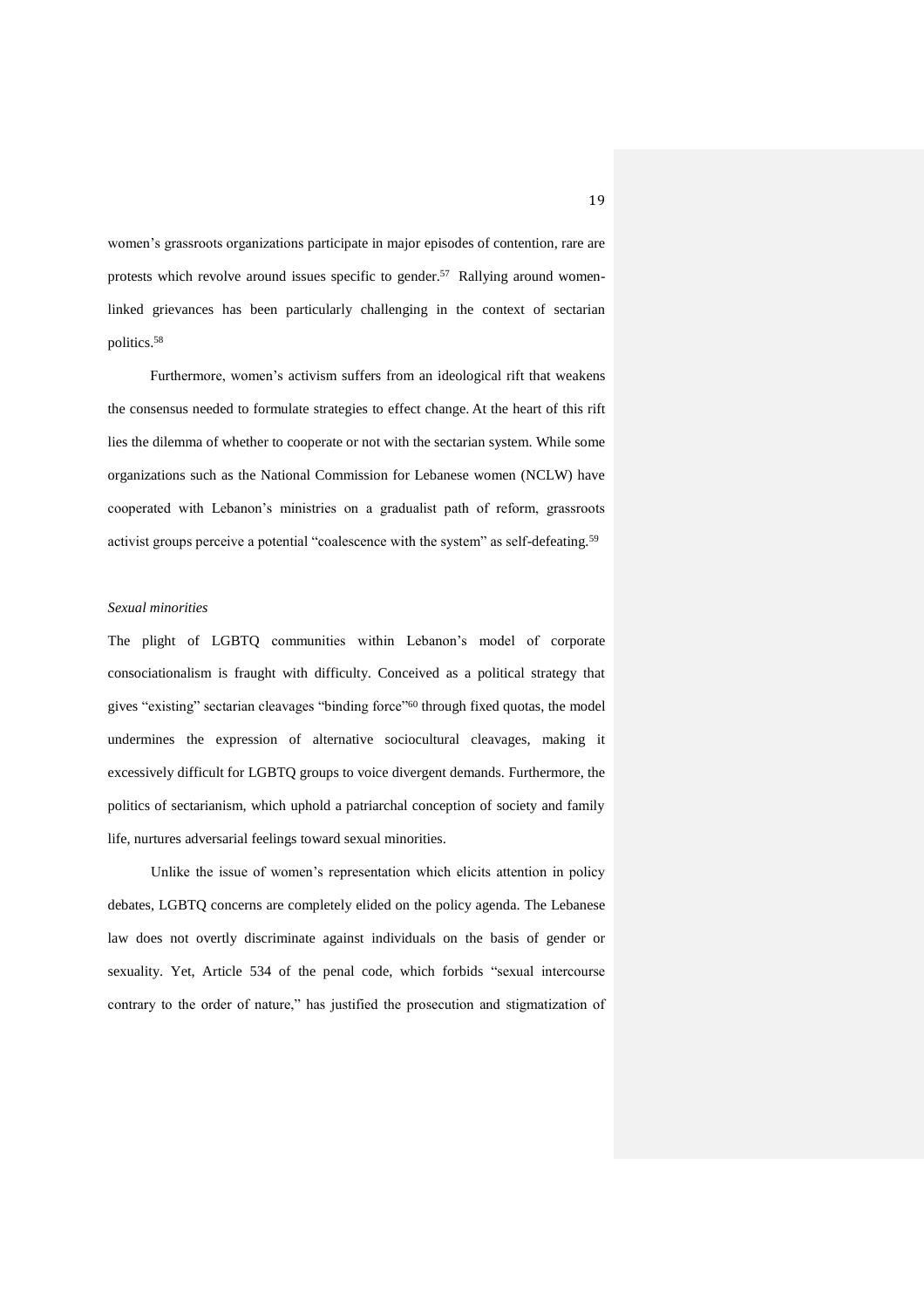women's grassroots organizations participate in major episodes of contention, rare are protests which revolve around issues specific to gender.[57] Rallying around women-linked grievances has been particularly challenging in the context of sectarian politics.[58]

Furthermore, women's activism suffers from an ideological rift that weakens the consensus needed to formulate strategies to effect change. At the heart of this rift lies the dilemma of whether to cooperate or not with the sectarian system. While some organizations such as the National Commission for Lebanese women (NCLW) have cooperated with Lebanon's ministries on a gradualist path of reform, grassroots activist groups perceive a potential "coalescence with the system" as self-defeating.[59]

*Sexual minorities*

The plight of LGBTQ communities within Lebanon's model of corporate consociationalism is fraught with difficulty. Conceived as a political strategy that gives "existing" sectarian cleavages "binding force"[60] through fixed quotas, the model undermines the expression of alternative sociocultural cleavages, making it excessively difficult for LGBTQ groups to voice divergent demands. Furthermore, the politics of sectarianism, which uphold a patriarchal conception of society and family life, nurtures adversarial feelings toward sexual minorities.

Unlike the issue of women's representation which elicits attention in policy debates, LGBTQ concerns are completely elided on the policy agenda. The Lebanese law does not overtly discriminate against individuals on the basis of gender or sexuality. Yet, Article 534 of the penal code, which forbids "sexual intercourse contrary to the order of nature," has justified the prosecution and stigmatization of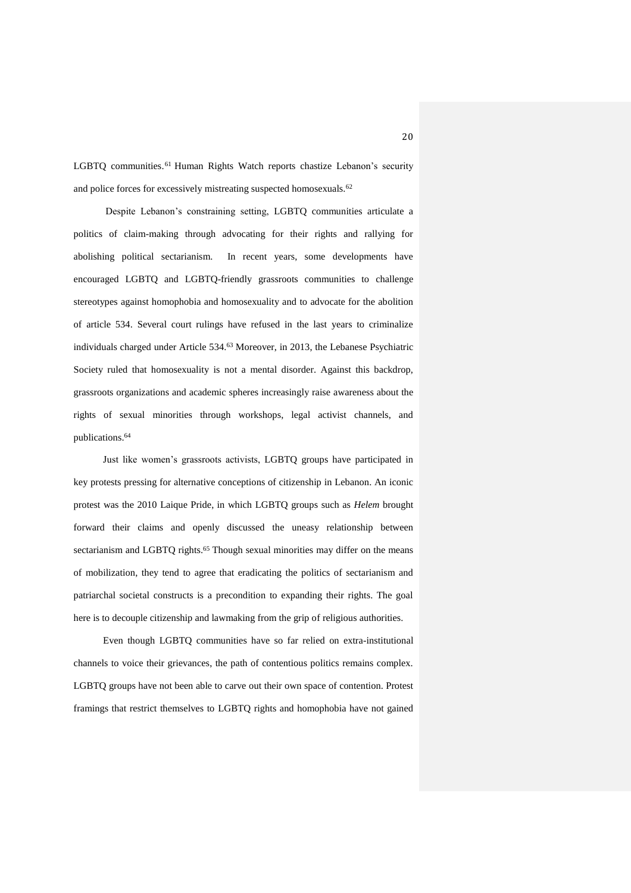LGBTQ communities.[61] Human Rights Watch reports chastize Lebanon's security and police forces for excessively mistreating suspected homosexuals.[62]

Despite Lebanon's constraining setting, LGBTQ communities articulate a politics of claim-making through advocating for their rights and rallying for abolishing political sectarianism. In recent years, some developments have encouraged LGBTQ and LGBTQ-friendly grassroots communities to challenge stereotypes against homophobia and homosexuality and to advocate for the abolition of article 534. Several court rulings have refused in the last years to criminalize individuals charged under Article 534.[63] Moreover, in 2013, the Lebanese Psychiatric Society ruled that homosexuality is not a mental disorder. Against this backdrop, grassroots organizations and academic spheres increasingly raise awareness about the rights of sexual minorities through workshops, legal activist channels, and publications.[64]

Just like women's grassroots activists, LGBTQ groups have participated in key protests pressing for alternative conceptions of citizenship in Lebanon. An iconic protest was the 2010 Laique Pride, in which LGBTQ groups such as *Helem* brought forward their claims and openly discussed the uneasy relationship between sectarianism and LGBTQ rights.[65] Though sexual minorities may differ on the means of mobilization, they tend to agree that eradicating the politics of sectarianism and patriarchal societal constructs is a precondition to expanding their rights. The goal here is to decouple citizenship and lawmaking from the grip of religious authorities.

Even though LGBTQ communities have so far relied on extra-institutional channels to voice their grievances, the path of contentious politics remains complex. LGBTQ groups have not been able to carve out their own space of contention. Protest framings that restrict themselves to LGBTQ rights and homophobia have not gained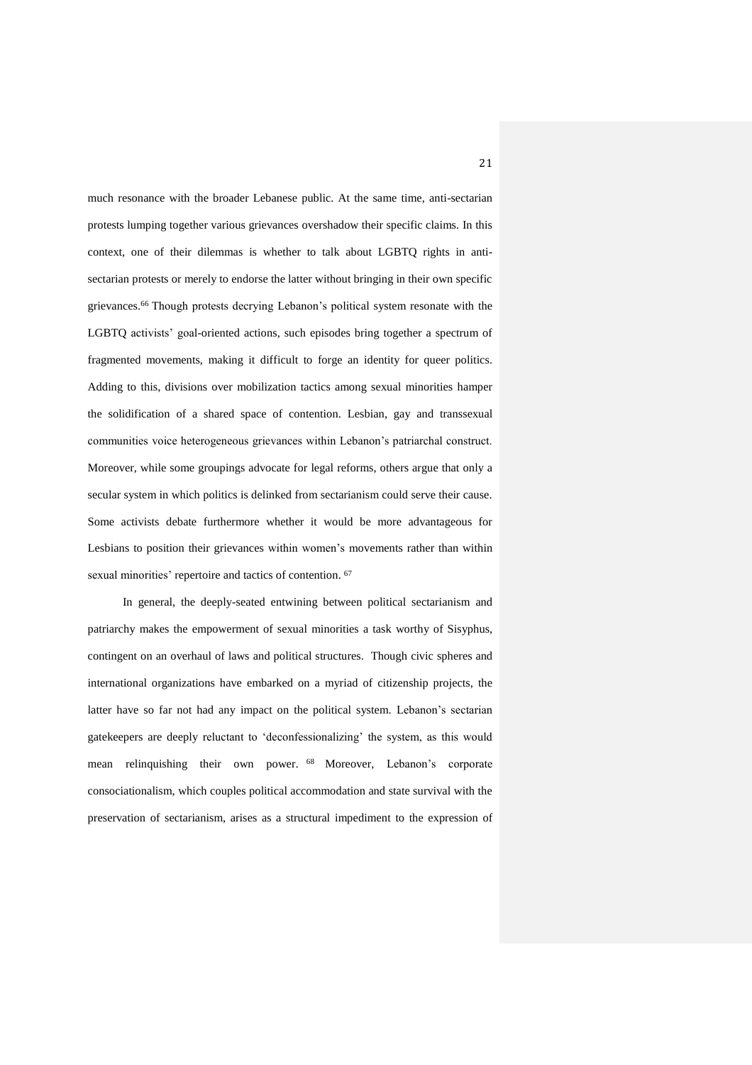much resonance with the broader Lebanese public. At the same time, anti-sectarian protests lumping together various grievances overshadow their specific claims. In this context, one of their dilemmas is whether to talk about LGBTQ rights in anti-sectarian protests or merely to endorse the latter without bringing in their own specific grievances.[66] Though protests decrying Lebanon's political system resonate with the LGBTQ activists' goal-oriented actions, such episodes bring together a spectrum of fragmented movements, making it difficult to forge an identity for queer politics. Adding to this, divisions over mobilization tactics among sexual minorities hamper the solidification of a shared space of contention. Lesbian, gay and transsexual communities voice heterogeneous grievances within Lebanon's patriarchal construct. Moreover, while some groupings advocate for legal reforms, others argue that only a secular system in which politics is delinked from sectarianism could serve their cause. Some activists debate furthermore whether it would be more advantageous for Lesbians to position their grievances within women's movements rather than within sexual minorities' repertoire and tactics of contention. [67]

In general, the deeply-seated entwining between political sectarianism and patriarchy makes the empowerment of sexual minorities a task worthy of Sisyphus, contingent on an overhaul of laws and political structures. Though civic spheres and international organizations have embarked on a myriad of citizenship projects, the latter have so far not had any impact on the political system. Lebanon's sectarian gatekeepers are deeply reluctant to 'deconfessionalizing' the system, as this would mean relinquishing their own power. [68] Moreover, Lebanon's corporate consociationalism, which couples political accommodation and state survival with the preservation of sectarianism, arises as a structural impediment to the expression of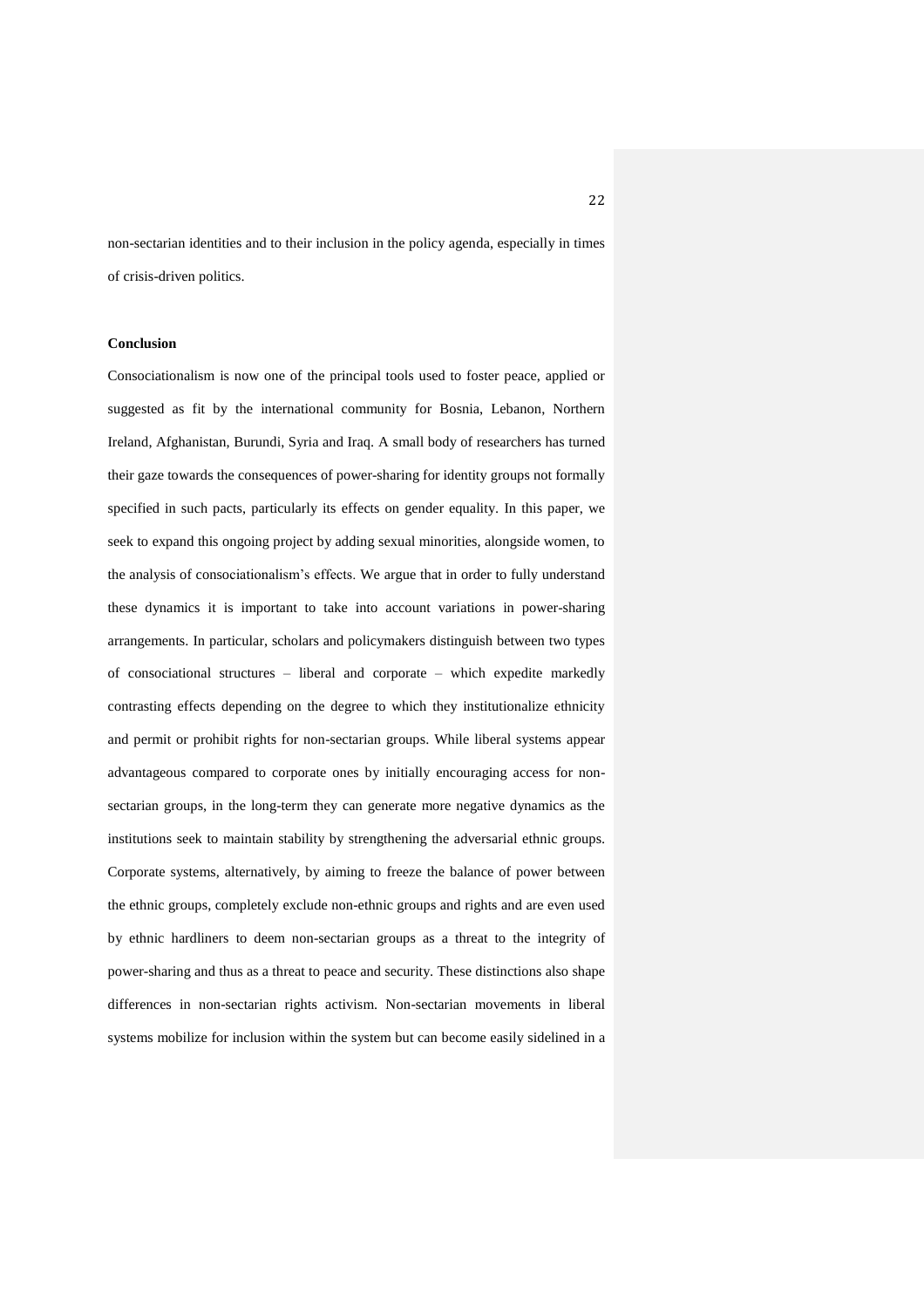non-sectarian identities and to their inclusion in the policy agenda, especially in times of crisis-driven politics.

**Conclusion**

Consociationalism is now one of the principal tools used to foster peace, applied or suggested as fit by the international community for Bosnia, Lebanon, Northern Ireland, Afghanistan, Burundi, Syria and Iraq. A small body of researchers has turned their gaze towards the consequences of power-sharing for identity groups not formally specified in such pacts, particularly its effects on gender equality. In this paper, we seek to expand this ongoing project by adding sexual minorities, alongside women, to the analysis of consociationalism's effects. We argue that in order to fully understand these dynamics it is important to take into account variations in power-sharing arrangements. In particular, scholars and policymakers distinguish between two types of consociational structures – liberal and corporate – which expedite markedly contrasting effects depending on the degree to which they institutionalize ethnicity and permit or prohibit rights for non-sectarian groups. While liberal systems appear advantageous compared to corporate ones by initially encouraging access for non-sectarian groups, in the long-term they can generate more negative dynamics as the institutions seek to maintain stability by strengthening the adversarial ethnic groups. Corporate systems, alternatively, by aiming to freeze the balance of power between the ethnic groups, completely exclude non-ethnic groups and rights and are even used by ethnic hardliners to deem non-sectarian groups as a threat to the integrity of power-sharing and thus as a threat to peace and security. These distinctions also shape differences in non-sectarian rights activism. Non-sectarian movements in liberal systems mobilize for inclusion within the system but can become easily sidelined in a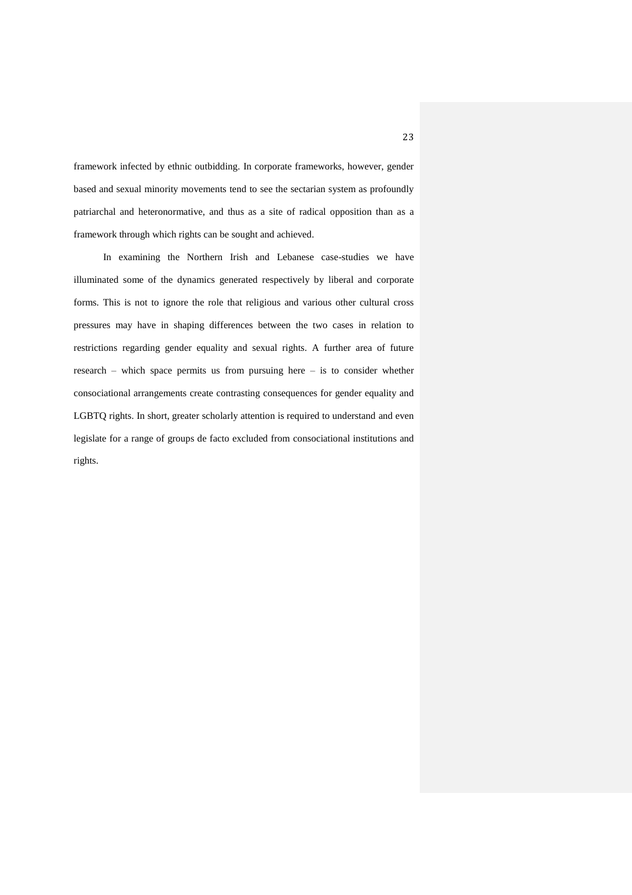framework infected by ethnic outbidding. In corporate frameworks, however, gender based and sexual minority movements tend to see the sectarian system as profoundly patriarchal and heteronormative, and thus as a site of radical opposition than as a framework through which rights can be sought and achieved.

In examining the Northern Irish and Lebanese case-studies we have illuminated some of the dynamics generated respectively by liberal and corporate forms. This is not to ignore the role that religious and various other cultural cross pressures may have in shaping differences between the two cases in relation to restrictions regarding gender equality and sexual rights. A further area of future research – which space permits us from pursuing here – is to consider whether consociational arrangements create contrasting consequences for gender equality and LGBTQ rights. In short, greater scholarly attention is required to understand and even legislate for a range of groups de facto excluded from consociational institutions and rights.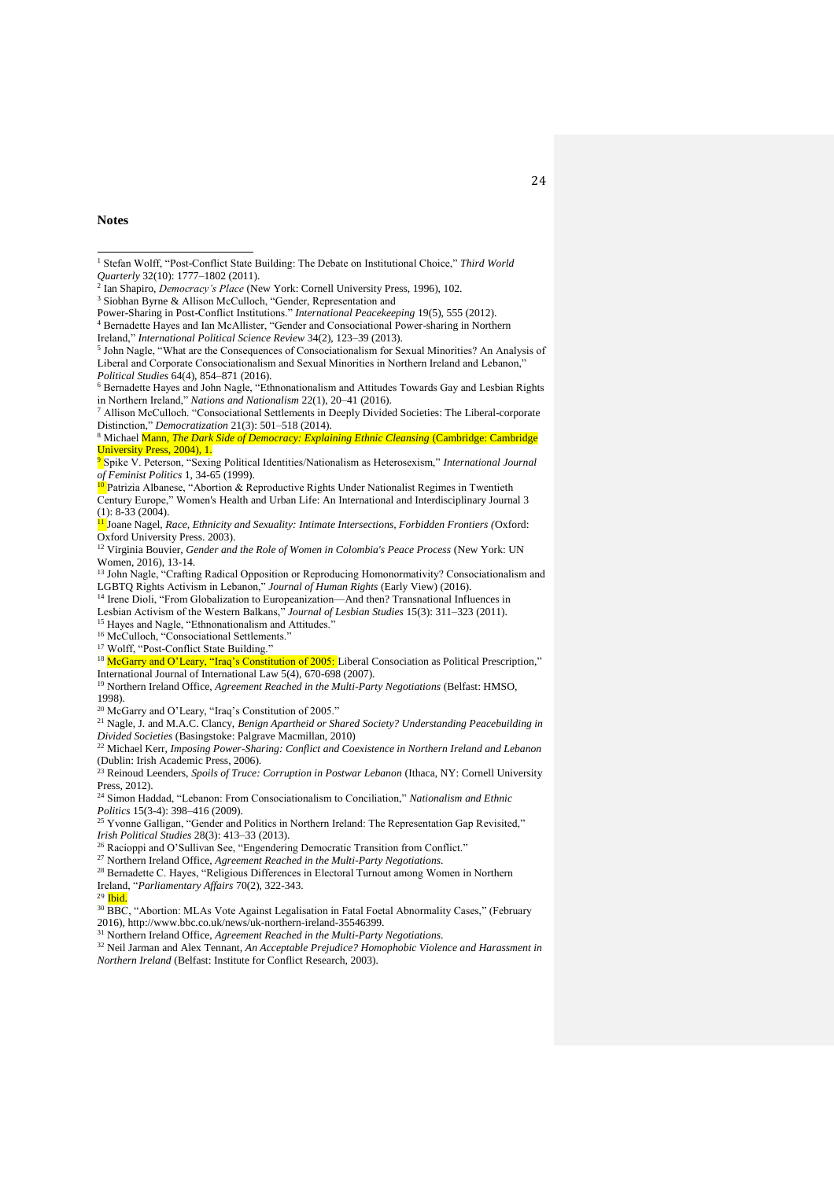**Notes**

[1] Stefan Wolff, "Post-Conflict State Building: The Debate on Institutional Choice," *Third World Quarterly* 32(10): 1777–1802 (2011).

[2] Ian Shapiro, *Democracy's Place* (New York: Cornell University Press, 1996), 102.

[3] Siobhan Byrne & Allison McCulloch, "Gender, Representation and Power-Sharing in Post-Conflict Institutions." *International Peacekeeping* 19(5), 555 (2012).

[4] Bernadette Hayes and Ian McAllister, "Gender and Consociational Power-sharing in Northern Ireland," *International Political Science Review* 34(2), 123–39 (2013).

[5] John Nagle, "What are the Consequences of Consociationalism for Sexual Minorities? An Analysis of Liberal and Corporate Consociationalism and Sexual Minorities in Northern Ireland and Lebanon," *Political Studies* 64(4), 854–871 (2016).

[6] Bernadette Hayes and John Nagle, "Ethnonationalism and Attitudes Towards Gay and Lesbian Rights in Northern Ireland," *Nations and Nationalism* 22(1), 20–41 (2016).

[7] Allison McCulloch. "Consociational Settlements in Deeply Divided Societies: The Liberal-corporate Distinction," *Democratization* 21(3): 501–518 (2014).

[8] Michael Mann, *The Dark Side of Democracy: Explaining Ethnic Cleansing* (Cambridge: Cambridge University Press, 2004), 1.

[9] Spike V. Peterson, "Sexing Political Identities/Nationalism as Heterosexism," *International Journal of Feminist Politics* 1, 34-65 (1999).

[10] Patrizia Albanese, "Abortion & Reproductive Rights Under Nationalist Regimes in Twentieth Century Europe," Women's Health and Urban Life: An International and Interdisciplinary Journal 3 (1): 8-33 (2004).

[11] Joane Nagel, *Race, Ethnicity and Sexuality: Intimate Intersections, Forbidden Frontiers (*Oxford: Oxford University Press. 2003).

[12] Virginia Bouvier, *Gender and the Role of Women in Colombia's Peace Process* (New York: UN Women, 2016), 13-14.

[13] John Nagle, "Crafting Radical Opposition or Reproducing Homonormativity? Consociationalism and LGBTQ Rights Activism in Lebanon," *Journal of Human Rights* (Early View) (2016).

[14] Irene Dioli, "From Globalization to Europeanization—And then? Transnational Influences in Lesbian Activism of the Western Balkans," *Journal of Lesbian Studies* 15(3): 311–323 (2011).

[15] Hayes and Nagle, "Ethnonationalism and Attitudes."

[16] McCulloch, "Consociational Settlements."

[17] Wolff, "Post-Conflict State Building."

[18] McGarry and O'Leary, "Iraq's Constitution of 2005: Liberal Consociation as Political Prescription," International Journal of International Law 5(4), 670-698 (2007).

[19] Northern Ireland Office, *Agreement Reached in the Multi-Party Negotiations* (Belfast: HMSO, 1998).

[20] McGarry and O'Leary, "Iraq's Constitution of 2005."

[21] Nagle, J. and M.A.C. Clancy, *Benign Apartheid or Shared Society? Understanding Peacebuilding in Divided Societies* (Basingstoke: Palgrave Macmillan, 2010)

[22] Michael Kerr, *Imposing Power-Sharing: Conflict and Coexistence in Northern Ireland and Lebanon* (Dublin: Irish Academic Press, 2006).

[23] Reinoud Leenders, *Spoils of Truce: Corruption in Postwar Lebanon* (Ithaca, NY: Cornell University Press, 2012).

[24] Simon Haddad, "Lebanon: From Consociationalism to Conciliation," *Nationalism and Ethnic Politics* 15(3-4): 398–416 (2009).

[25] Yvonne Galligan, "Gender and Politics in Northern Ireland: The Representation Gap Revisited," *Irish Political Studies* 28(3): 413–33 (2013).

[26] Racioppi and O'Sullivan See, "Engendering Democratic Transition from Conflict."

[27] Northern Ireland Office, *Agreement Reached in the Multi-Party Negotiations*.

[28] Bernadette C. Hayes, "Religious Differences in Electoral Turnout among Women in Northern Ireland, "*Parliamentary Affairs* 70(2), 322-343.

[29] Ibid.

[30] BBC, "Abortion: MLAs Vote Against Legalisation in Fatal Foetal Abnormality Cases," (February 2016), http://www.bbc.co.uk/news/uk-northern-ireland-35546399.

[31] Northern Ireland Office, *Agreement Reached in the Multi-Party Negotiations*.

[32] Neil Jarman and Alex Tennant, *An Acceptable Prejudice? Homophobic Violence and Harassment in Northern Ireland* (Belfast: Institute for Conflict Research, 2003).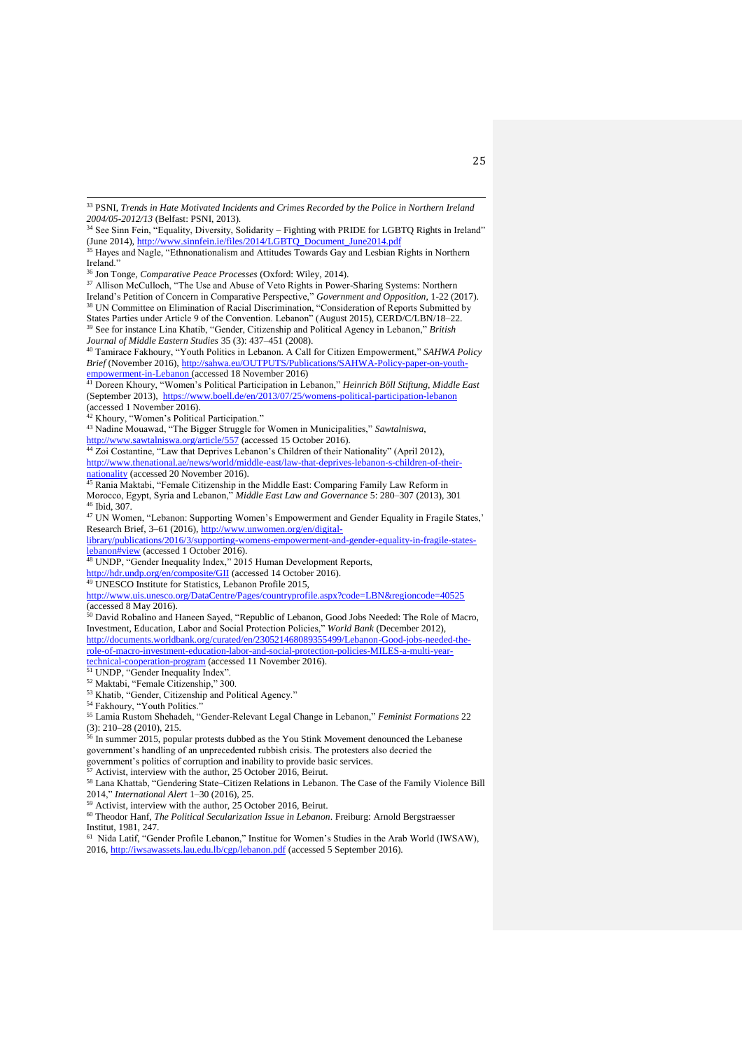[33] PSNI, *Trends in Hate Motivated Incidents and Crimes Recorded by the Police in Northern Ireland 2004/05-2012/13* (Belfast: PSNI, 2013).

[34] See Sinn Fein, "Equality, Diversity, Solidarity – Fighting with PRIDE for LGBTQ Rights in Ireland" (June 2014), http://www.sinnfein.ie/files/2014/LGBTQ_Document_June2014.pdf

[35] Hayes and Nagle, "Ethnonationalism and Attitudes Towards Gay and Lesbian Rights in Northern Ireland."

[36] Jon Tonge, *Comparative Peace Processes* (Oxford: Wiley, 2014).

[37] Allison McCulloch, "The Use and Abuse of Veto Rights in Power-Sharing Systems: Northern Ireland's Petition of Concern in Comparative Perspective," *Government and Opposition*, 1-22 (2017).

[38] UN Committee on Elimination of Racial Discrimination, "Consideration of Reports Submitted by States Parties under Article 9 of the Convention. Lebanon" (August 2015), CERD/C/LBN/18–22.

[39] See for instance Lina Khatib, "Gender, Citizenship and Political Agency in Lebanon," *British Journal of Middle Eastern Studies* 35 (3): 437–451 (2008).

[40] Tamirace Fakhoury, "Youth Politics in Lebanon. A Call for Citizen Empowerment," *SAHWA Policy Brief* (November 2016), http://sahwa.eu/OUTPUTS/Publications/SAHWA-Policy-paper-on-youth-empowerment-in-Lebanon (accessed 18 November 2016)

[41] Doreen Khoury, "Women's Political Participation in Lebanon," *Heinrich Böll Stiftung, Middle East* (September 2013), https://www.boell.de/en/2013/07/25/womens-political-participation-lebanon (accessed 1 November 2016).

[42] Khoury, "Women's Political Participation."

[43] Nadine Mouawad, "The Bigger Struggle for Women in Municipalities," *Sawtalniswa*, http://www.sawtalniswa.org/article/557 (accessed 15 October 2016).

[44] Zoi Costantine, "Law that Deprives Lebanon's Children of their Nationality" (April 2012), http://www.thenational.ae/news/world/middle-east/law-that-deprives-lebanon-s-children-of-their-nationality (accessed 20 November 2016).

[45] Rania Maktabi, "Female Citizenship in the Middle East: Comparing Family Law Reform in Morocco, Egypt, Syria and Lebanon," *Middle East Law and Governance* 5: 280–307 (2013), 301

[46] Ibid, 307.

[47] UN Women, "Lebanon: Supporting Women's Empowerment and Gender Equality in Fragile States,' Research Brief, 3–61 (2016), http://www.unwomen.org/en/digital-library/publications/2016/3/supporting-womens-empowerment-and-gender-equality-in-fragile-states-lebanon#view (accessed 1 October 2016).

[48] UNDP, "Gender Inequality Index," 2015 Human Development Reports, http://hdr.undp.org/en/composite/GII (accessed 14 October 2016).

[49] UNESCO Institute for Statistics, Lebanon Profile 2015, http://www.uis.unesco.org/DataCentre/Pages/countryprofile.aspx?code=LBN&regioncode=40525 (accessed 8 May 2016).

[50] David Robalino and Haneen Sayed, "Republic of Lebanon, Good Jobs Needed: The Role of Macro, Investment, Education, Labor and Social Protection Policies," *World Bank* (December 2012), http://documents.worldbank.org/curated/en/230521468089355499/Lebanon-Good-jobs-needed-the-role-of-macro-investment-education-labor-and-social-protection-policies-MILES-a-multi-year-technical-cooperation-program (accessed 11 November 2016).

[51] UNDP, "Gender Inequality Index".

[52] Maktabi, "Female Citizenship," 300.

[53] Khatib, "Gender, Citizenship and Political Agency."

[54] Fakhoury, "Youth Politics."

[55] Lamia Rustom Shehadeh, "Gender-Relevant Legal Change in Lebanon," *Feminist Formations* 22 (3): 210–28 (2010), 215.

[56] In summer 2015, popular protests dubbed as the You Stink Movement denounced the Lebanese government's handling of an unprecedented rubbish crisis. The protesters also decried the government's politics of corruption and inability to provide basic services.

[57] Activist, interview with the author, 25 October 2016, Beirut.

[58] Lana Khattab, "Gendering State–Citizen Relations in Lebanon. The Case of the Family Violence Bill 2014," *International Alert* 1–30 (2016), 25.

[59] Activist, interview with the author, 25 October 2016, Beirut.

[60] Theodor Hanf, *The Political Secularization Issue in Lebanon*. Freiburg: Arnold Bergstraesser Institut, 1981, 247.

[61] Nida Latif, "Gender Profile Lebanon," Institue for Women's Studies in the Arab World (IWSAW), 2016, http://iwsawassets.lau.edu.lb/cgp/lebanon.pdf (accessed 5 September 2016).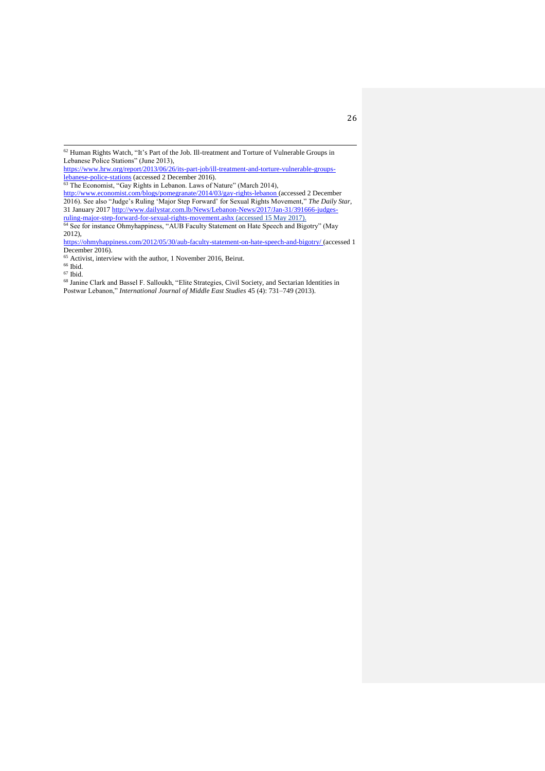[62] Human Rights Watch, "It's Part of the Job. Ill-treatment and Torture of Vulnerable Groups in Lebanese Police Stations" (June 2013), https://www.hrw.org/report/2013/06/26/its-part-job/ill-treatment-and-torture-vulnerable-groups-lebanese-police-stations (accessed 2 December 2016).

[63] The Economist, "Gay Rights in Lebanon. Laws of Nature" (March 2014), http://www.economist.com/blogs/pomegranate/2014/03/gay-rights-lebanon (accessed 2 December 2016). See also "Judge's Ruling 'Major Step Forward' for Sexual Rights Movement," *The Daily Star*, 31 January 2017 http://www.dailystar.com.lb/News/Lebanon-News/2017/Jan-31/391666-judges-ruling-major-step-forward-for-sexual-rights-movement.ashx (accessed 15 May 2017).

[64] See for instance Ohmyhappiness, "AUB Faculty Statement on Hate Speech and Bigotry" (May 2012), https://ohmyhappiness.com/2012/05/30/aub-faculty-statement-on-hate-speech-and-bigotry/ (accessed 1 December 2016).

[65] Activist, interview with the author, 1 November 2016, Beirut.

[66] Ibid.

[67] Ibid.

[68] Janine Clark and Bassel F. Salloukh, "Elite Strategies, Civil Society, and Sectarian Identities in Postwar Lebanon," *International Journal of Middle East Studies* 45 (4): 731–749 (2013).